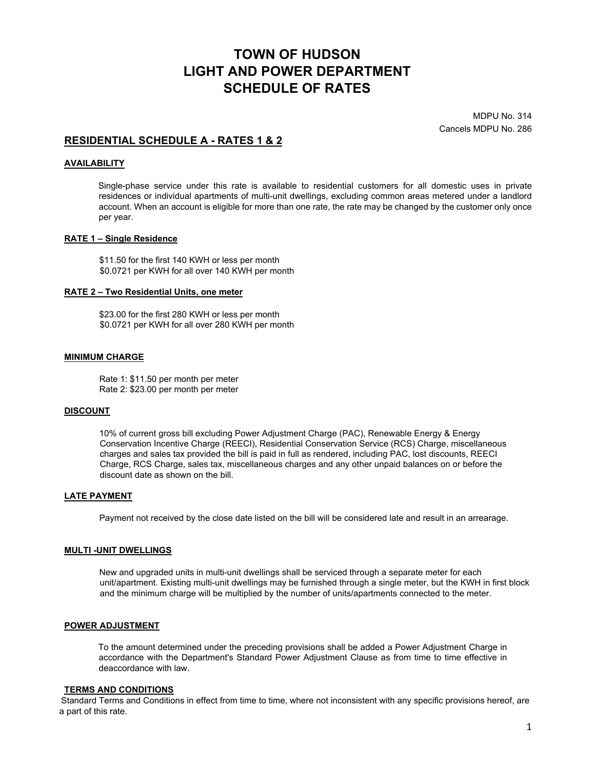# TOWN OF HUDSON
# LIGHT AND POWER DEPARTMENT
# SCHEDULE OF RATES

MDPU No. 314
Cancels MDPU No. 286

## RESIDENTIAL SCHEDULE A - RATES 1 & 2

### AVAILABILITY

Single-phase service under this rate is available to residential customers for all domestic uses in private residences or individual apartments of multi-unit dwellings, excluding common areas metered under a landlord account. When an account is eligible for more than one rate, the rate may be changed by the customer only once per year.

### RATE 1 – Single Residence

$11.50 for the first 140 KWH or less per month
$0.0721 per KWH for all over 140 KWH per month

### RATE 2 – Two Residential Units, one meter

$23.00 for the first 280 KWH or less per month
$0.0721 per KWH for all over 280 KWH per month

### MINIMUM CHARGE

Rate 1: $11.50 per month per meter
Rate 2: $23.00 per month per meter

### DISCOUNT

10% of current gross bill excluding Power Adjustment Charge (PAC), Renewable Energy & Energy Conservation Incentive Charge (REECI), Residential Conservation Service (RCS) Charge, miscellaneous charges and sales tax provided the bill is paid in full as rendered, including PAC, lost discounts, REECI Charge, RCS Charge, sales tax, miscellaneous charges and any other unpaid balances on or before the discount date as shown on the bill.

### LATE PAYMENT

Payment not received by the close date listed on the bill will be considered late and result in an arrearage.

### MULTI -UNIT DWELLINGS

New and upgraded units in multi-unit dwellings shall be serviced through a separate meter for each unit/apartment. Existing multi-unit dwellings may be furnished through a single meter, but the KWH in first block and the minimum charge will be multiplied by the number of units/apartments connected to the meter.

### POWER ADJUSTMENT

To the amount determined under the preceding provisions shall be added a Power Adjustment Charge in accordance with the Department's Standard Power Adjustment Clause as from time to time effective in deaccordance with law.

### TERMS AND CONDITIONS

Standard Terms and Conditions in effect from time to time, where not inconsistent with any specific provisions hereof, are a part of this rate.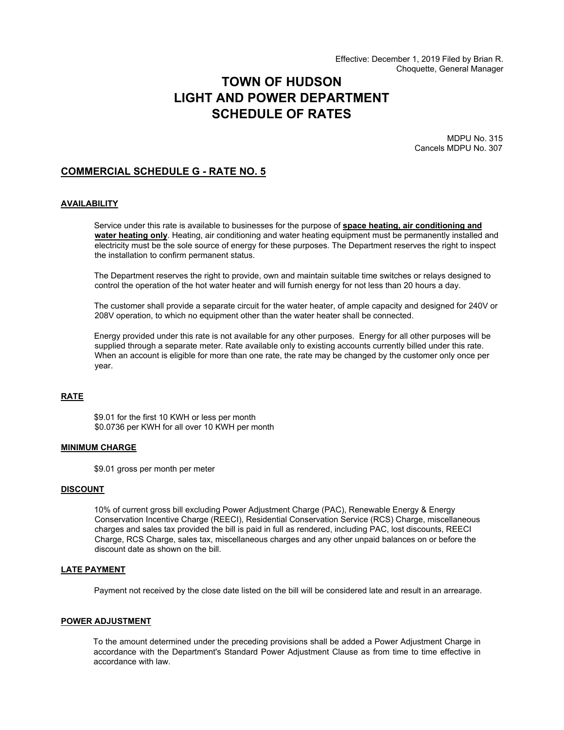Effective: December 1, 2019 Filed by Brian R. Choquette, General Manager

# TOWN OF HUDSON
# LIGHT AND POWER DEPARTMENT
# SCHEDULE OF RATES

MDPU No. 315
Cancels MDPU No. 307

## COMMERCIAL SCHEDULE G - RATE NO. 5

### AVAILABILITY

Service under this rate is available to businesses for the purpose of **space heating, air conditioning and water heating only**. Heating, air conditioning and water heating equipment must be permanently installed and electricity must be the sole source of energy for these purposes. The Department reserves the right to inspect the installation to confirm permanent status.

The Department reserves the right to provide, own and maintain suitable time switches or relays designed to control the operation of the hot water heater and will furnish energy for not less than 20 hours a day.

The customer shall provide a separate circuit for the water heater, of ample capacity and designed for 240V or 208V operation, to which no equipment other than the water heater shall be connected.

Energy provided under this rate is not available for any other purposes. Energy for all other purposes will be supplied through a separate meter. Rate available only to existing accounts currently billed under this rate. When an account is eligible for more than one rate, the rate may be changed by the customer only once per year.

### RATE

$9.01 for the first 10 KWH or less per month
$0.0736 per KWH for all over 10 KWH per month

### MINIMUM CHARGE

$9.01 gross per month per meter

### DISCOUNT

10% of current gross bill excluding Power Adjustment Charge (PAC), Renewable Energy & Energy Conservation Incentive Charge (REECI), Residential Conservation Service (RCS) Charge, miscellaneous charges and sales tax provided the bill is paid in full as rendered, including PAC, lost discounts, REECI Charge, RCS Charge, sales tax, miscellaneous charges and any other unpaid balances on or before the discount date as shown on the bill.

### LATE PAYMENT

Payment not received by the close date listed on the bill will be considered late and result in an arrearage.

### POWER ADJUSTMENT

To the amount determined under the preceding provisions shall be added a Power Adjustment Charge in accordance with the Department's Standard Power Adjustment Clause as from time to time effective in accordance with law.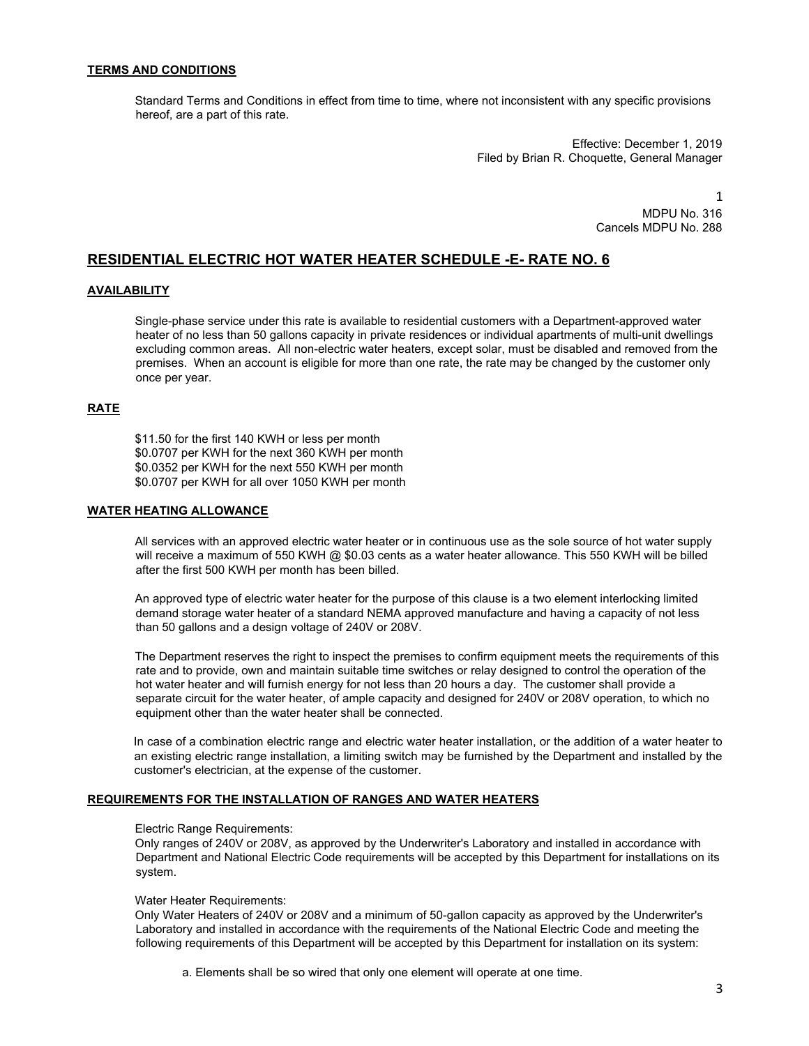## TERMS AND CONDITIONS

Standard Terms and Conditions in effect from time to time, where not inconsistent with any specific provisions hereof, are a part of this rate.

Effective: December 1, 2019
Filed by Brian R. Choquette, General Manager

MDPU No. 316
Cancels MDPU No. 288

## RESIDENTIAL ELECTRIC HOT WATER HEATER SCHEDULE -E- RATE NO. 6

### AVAILABILITY

Single-phase service under this rate is available to residential customers with a Department-approved water heater of no less than 50 gallons capacity in private residences or individual apartments of multi-unit dwellings excluding common areas. All non-electric water heaters, except solar, must be disabled and removed from the premises. When an account is eligible for more than one rate, the rate may be changed by the customer only once per year.

### RATE

$11.50 for the first 140 KWH or less per month
$0.0707 per KWH for the next 360 KWH per month
$0.0352 per KWH for the next 550 KWH per month
$0.0707 per KWH for all over 1050 KWH per month

### WATER HEATING ALLOWANCE

All services with an approved electric water heater or in continuous use as the sole source of hot water supply will receive a maximum of 550 KWH @ $0.03 cents as a water heater allowance. This 550 KWH will be billed after the first 500 KWH per month has been billed.

An approved type of electric water heater for the purpose of this clause is a two element interlocking limited demand storage water heater of a standard NEMA approved manufacture and having a capacity of not less than 50 gallons and a design voltage of 240V or 208V.

The Department reserves the right to inspect the premises to confirm equipment meets the requirements of this rate and to provide, own and maintain suitable time switches or relay designed to control the operation of the hot water heater and will furnish energy for not less than 20 hours a day. The customer shall provide a separate circuit for the water heater, of ample capacity and designed for 240V or 208V operation, to which no equipment other than the water heater shall be connected.

In case of a combination electric range and electric water heater installation, or the addition of a water heater to an existing electric range installation, a limiting switch may be furnished by the Department and installed by the customer's electrician, at the expense of the customer.

### REQUIREMENTS FOR THE INSTALLATION OF RANGES AND WATER HEATERS

Electric Range Requirements:
Only ranges of 240V or 208V, as approved by the Underwriter's Laboratory and installed in accordance with Department and National Electric Code requirements will be accepted by this Department for installations on its system.

Water Heater Requirements:
Only Water Heaters of 240V or 208V and a minimum of 50-gallon capacity as approved by the Underwriter's Laboratory and installed in accordance with the requirements of the National Electric Code and meeting the following requirements of this Department will be accepted by this Department for installation on its system:

a. Elements shall be so wired that only one element will operate at one time.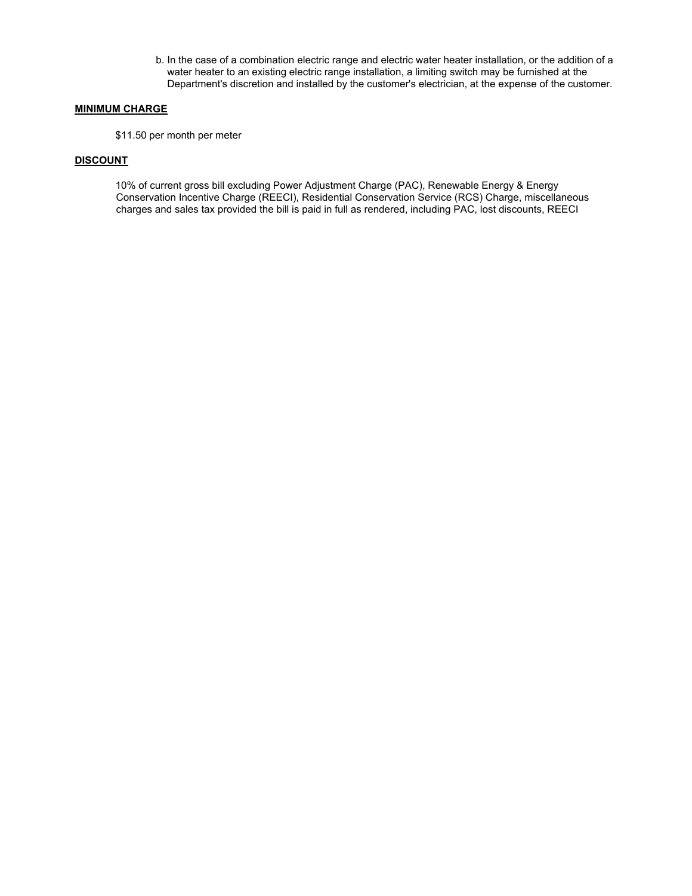b. In the case of a combination electric range and electric water heater installation, or the addition of a water heater to an existing electric range installation, a limiting switch may be furnished at the Department's discretion and installed by the customer's electrician, at the expense of the customer.

**MINIMUM CHARGE**

$11.50 per month per meter

**DISCOUNT**

10% of current gross bill excluding Power Adjustment Charge (PAC), Renewable Energy & Energy Conservation Incentive Charge (REECI), Residential Conservation Service (RCS) Charge, miscellaneous charges and sales tax provided the bill is paid in full as rendered, including PAC, lost discounts, REECI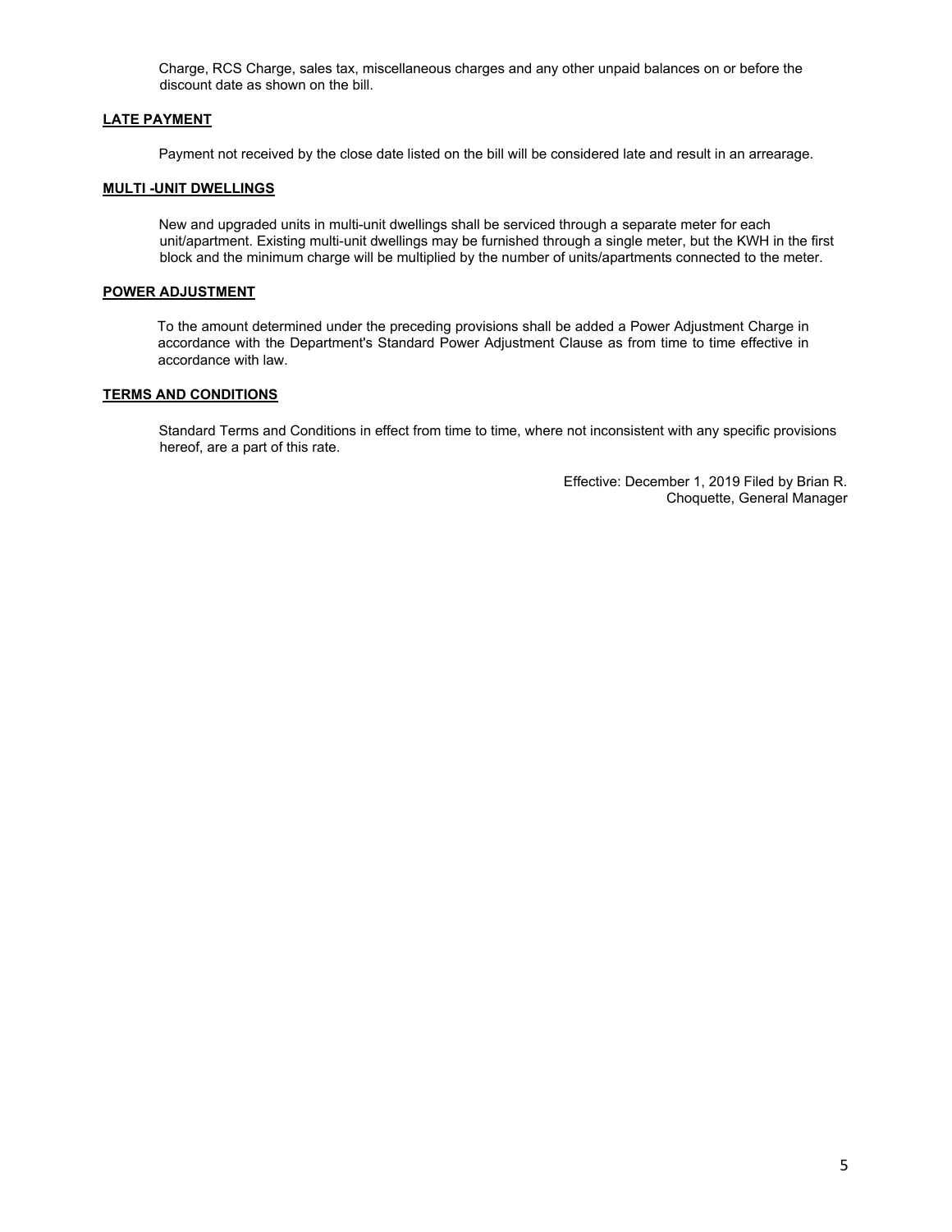Charge, RCS Charge, sales tax, miscellaneous charges and any other unpaid balances on or before the discount date as shown on the bill.

**LATE PAYMENT**

Payment not received by the close date listed on the bill will be considered late and result in an arrearage.

**MULTI -UNIT DWELLINGS**

New and upgraded units in multi-unit dwellings shall be serviced through a separate meter for each unit/apartment. Existing multi-unit dwellings may be furnished through a single meter, but the KWH in the first block and the minimum charge will be multiplied by the number of units/apartments connected to the meter.

**POWER ADJUSTMENT**

To the amount determined under the preceding provisions shall be added a Power Adjustment Charge in accordance with the Department's Standard Power Adjustment Clause as from time to time effective in accordance with law.

**TERMS AND CONDITIONS**

Standard Terms and Conditions in effect from time to time, where not inconsistent with any specific provisions hereof, are a part of this rate.

Effective: December 1, 2019 Filed by Brian R. Choquette, General Manager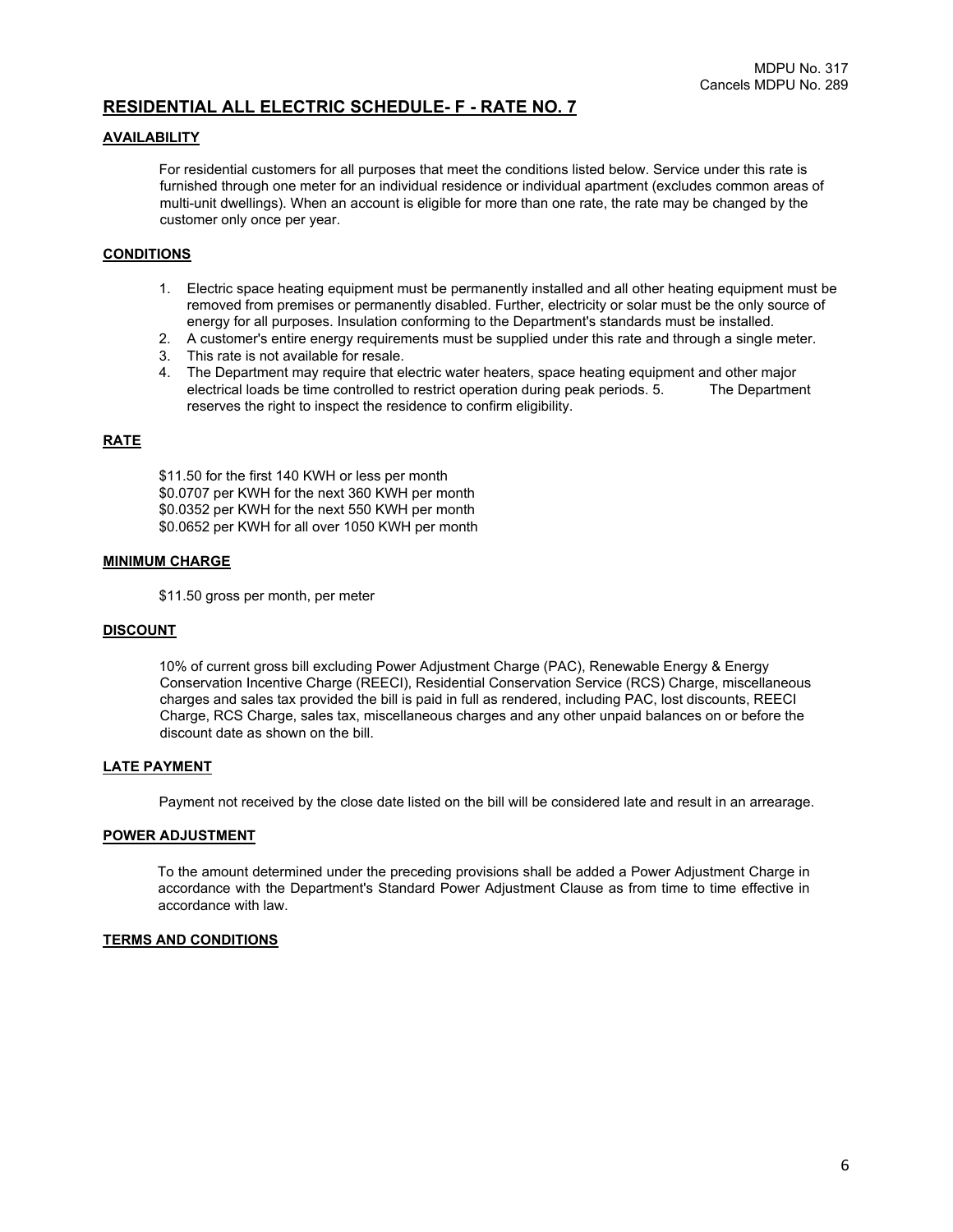MDPU No. 317
Cancels MDPU No. 289

# RESIDENTIAL ALL ELECTRIC SCHEDULE- F - RATE NO. 7

## AVAILABILITY

For residential customers for all purposes that meet the conditions listed below. Service under this rate is furnished through one meter for an individual residence or individual apartment (excludes common areas of multi-unit dwellings). When an account is eligible for more than one rate, the rate may be changed by the customer only once per year.

## CONDITIONS

1. Electric space heating equipment must be permanently installed and all other heating equipment must be removed from premises or permanently disabled. Further, electricity or solar must be the only source of energy for all purposes. Insulation conforming to the Department's standards must be installed.
2. A customer's entire energy requirements must be supplied under this rate and through a single meter.
3. This rate is not available for resale.
4. The Department may require that electric water heaters, space heating equipment and other major electrical loads be time controlled to restrict operation during peak periods. 5. The Department reserves the right to inspect the residence to confirm eligibility.

## RATE

$11.50 for the first 140 KWH or less per month
$0.0707 per KWH for the next 360 KWH per month
$0.0352 per KWH for the next 550 KWH per month
$0.0652 per KWH for all over 1050 KWH per month

## MINIMUM CHARGE

$11.50 gross per month, per meter

## DISCOUNT

10% of current gross bill excluding Power Adjustment Charge (PAC), Renewable Energy & Energy Conservation Incentive Charge (REECI), Residential Conservation Service (RCS) Charge, miscellaneous charges and sales tax provided the bill is paid in full as rendered, including PAC, lost discounts, REECI Charge, RCS Charge, sales tax, miscellaneous charges and any other unpaid balances on or before the discount date as shown on the bill.

## LATE PAYMENT

Payment not received by the close date listed on the bill will be considered late and result in an arrearage.

## POWER ADJUSTMENT

To the amount determined under the preceding provisions shall be added a Power Adjustment Charge in accordance with the Department's Standard Power Adjustment Clause as from time to time effective in accordance with law.

## TERMS AND CONDITIONS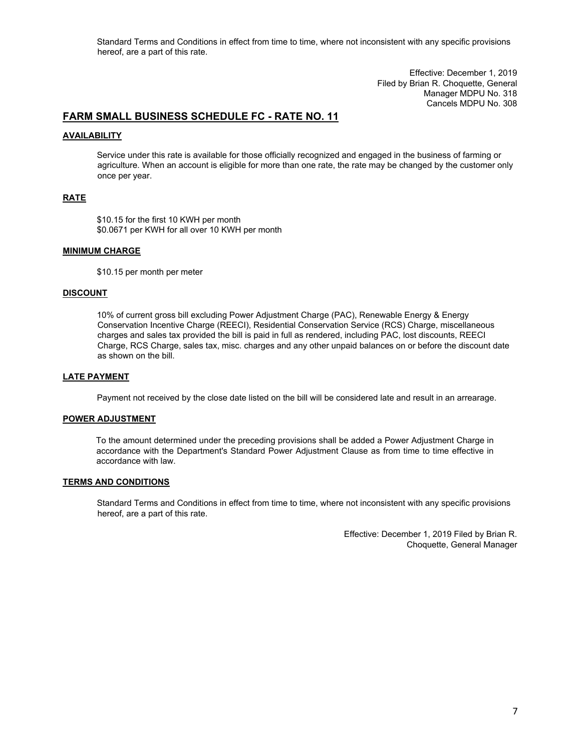Standard Terms and Conditions in effect from time to time, where not inconsistent with any specific provisions hereof, are a part of this rate.

Effective: December 1, 2019
Filed by Brian R. Choquette, General Manager MDPU No. 318
Cancels MDPU No. 308

## FARM SMALL BUSINESS SCHEDULE FC - RATE NO. 11

### AVAILABILITY

Service under this rate is available for those officially recognized and engaged in the business of farming or agriculture. When an account is eligible for more than one rate, the rate may be changed by the customer only once per year.

### RATE

$10.15 for the first 10 KWH per month
$0.0671 per KWH for all over 10 KWH per month

### MINIMUM CHARGE

$10.15 per month per meter

### DISCOUNT

10% of current gross bill excluding Power Adjustment Charge (PAC), Renewable Energy & Energy Conservation Incentive Charge (REECI), Residential Conservation Service (RCS) Charge, miscellaneous charges and sales tax provided the bill is paid in full as rendered, including PAC, lost discounts, REECI Charge, RCS Charge, sales tax, misc. charges and any other unpaid balances on or before the discount date as shown on the bill.

### LATE PAYMENT

Payment not received by the close date listed on the bill will be considered late and result in an arrearage.

### POWER ADJUSTMENT

To the amount determined under the preceding provisions shall be added a Power Adjustment Charge in accordance with the Department's Standard Power Adjustment Clause as from time to time effective in accordance with law.

### TERMS AND CONDITIONS

Standard Terms and Conditions in effect from time to time, where not inconsistent with any specific provisions hereof, are a part of this rate.

Effective: December 1, 2019 Filed by Brian R. Choquette, General Manager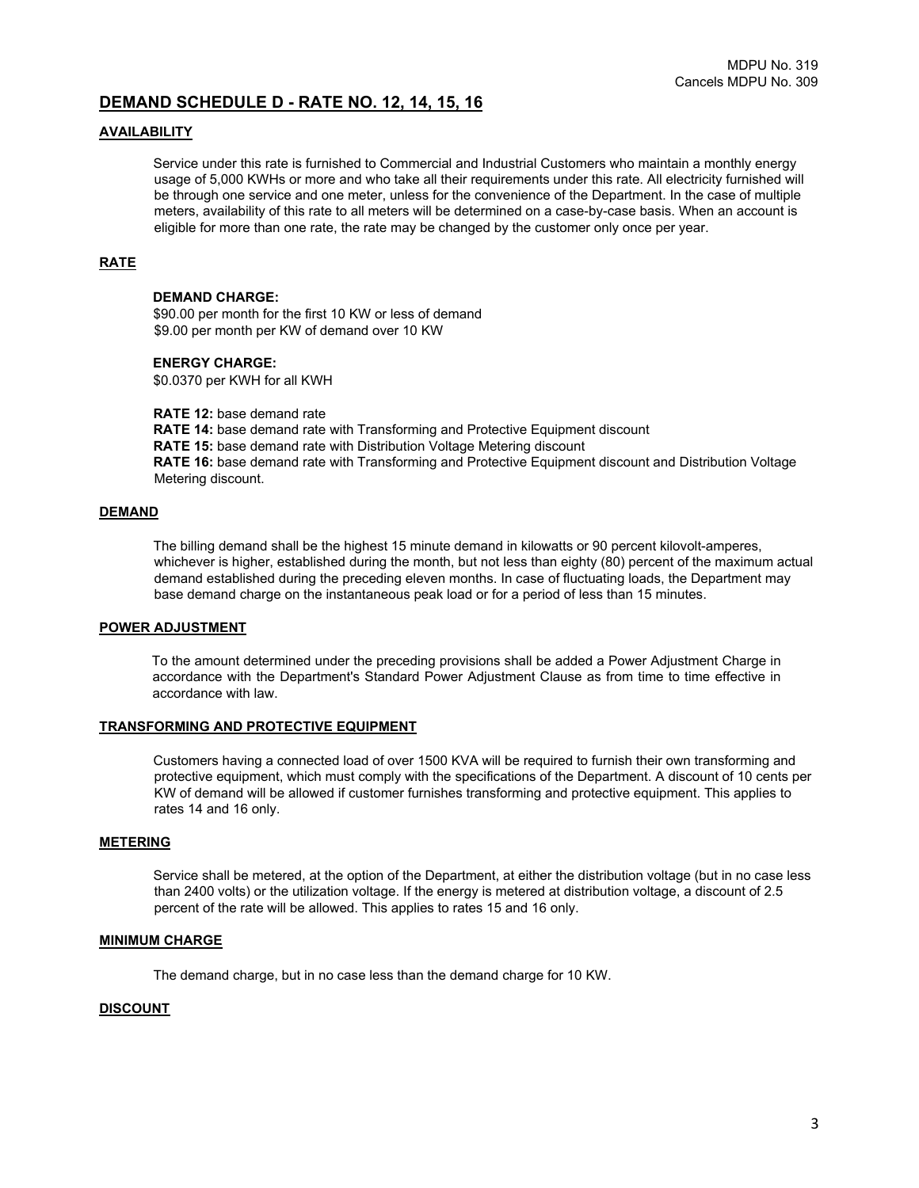MDPU No. 319
Cancels MDPU No. 309

## DEMAND SCHEDULE D - RATE NO. 12, 14, 15, 16

### AVAILABILITY

Service under this rate is furnished to Commercial and Industrial Customers who maintain a monthly energy usage of 5,000 KWHs or more and who take all their requirements under this rate. All electricity furnished will be through one service and one meter, unless for the convenience of the Department. In the case of multiple meters, availability of this rate to all meters will be determined on a case-by-case basis. When an account is eligible for more than one rate, the rate may be changed by the customer only once per year.

### RATE

**DEMAND CHARGE:**
$90.00 per month for the first 10 KW or less of demand
$9.00 per month per KW of demand over 10 KW

**ENERGY CHARGE:**
$0.0370 per KWH for all KWH

**RATE 12:** base demand rate
**RATE 14:** base demand rate with Transforming and Protective Equipment discount
**RATE 15:** base demand rate with Distribution Voltage Metering discount
**RATE 16:** base demand rate with Transforming and Protective Equipment discount and Distribution Voltage Metering discount.

### DEMAND

The billing demand shall be the highest 15 minute demand in kilowatts or 90 percent kilovolt-amperes, whichever is higher, established during the month, but not less than eighty (80) percent of the maximum actual demand established during the preceding eleven months. In case of fluctuating loads, the Department may base demand charge on the instantaneous peak load or for a period of less than 15 minutes.

### POWER ADJUSTMENT

To the amount determined under the preceding provisions shall be added a Power Adjustment Charge in accordance with the Department's Standard Power Adjustment Clause as from time to time effective in accordance with law.

### TRANSFORMING AND PROTECTIVE EQUIPMENT

Customers having a connected load of over 1500 KVA will be required to furnish their own transforming and protective equipment, which must comply with the specifications of the Department. A discount of 10 cents per KW of demand will be allowed if customer furnishes transforming and protective equipment. This applies to rates 14 and 16 only.

### METERING

Service shall be metered, at the option of the Department, at either the distribution voltage (but in no case less than 2400 volts) or the utilization voltage. If the energy is metered at distribution voltage, a discount of 2.5 percent of the rate will be allowed. This applies to rates 15 and 16 only.

### MINIMUM CHARGE

The demand charge, but in no case less than the demand charge for 10 KW.

### DISCOUNT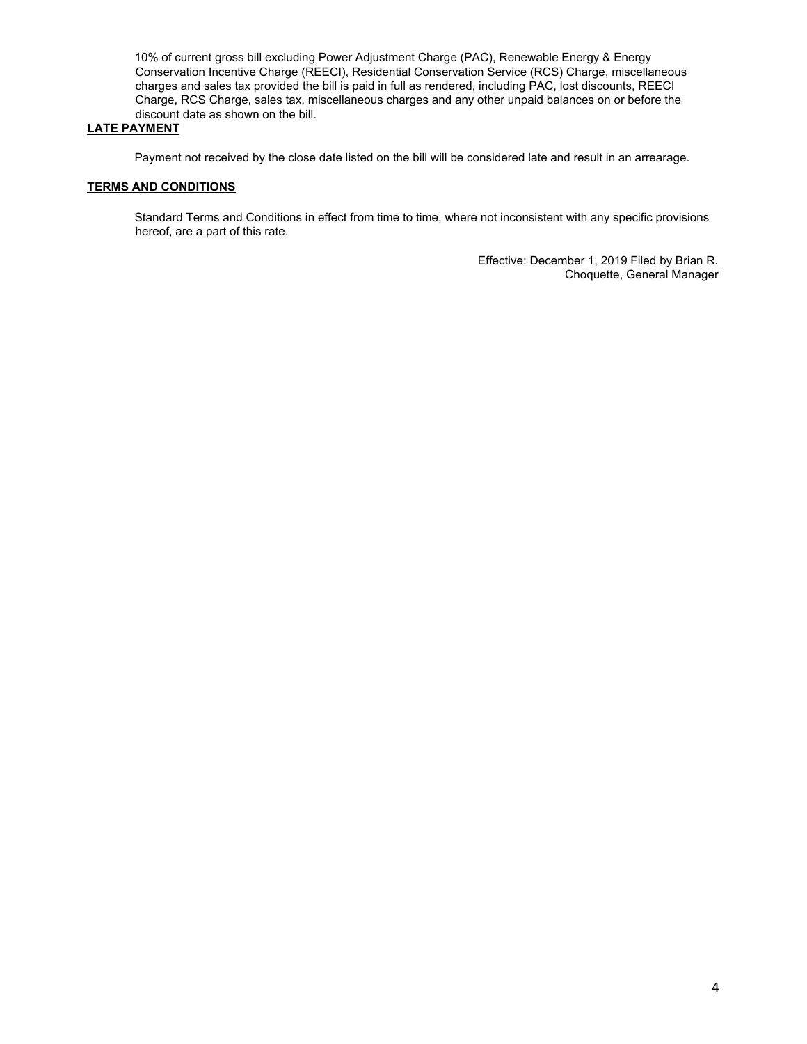10% of current gross bill excluding Power Adjustment Charge (PAC), Renewable Energy & Energy Conservation Incentive Charge (REECI), Residential Conservation Service (RCS) Charge, miscellaneous charges and sales tax provided the bill is paid in full as rendered, including PAC, lost discounts, REECI Charge, RCS Charge, sales tax, miscellaneous charges and any other unpaid balances on or before the discount date as shown on the bill.

**LATE PAYMENT**

Payment not received by the close date listed on the bill will be considered late and result in an arrearage.

**TERMS AND CONDITIONS**

Standard Terms and Conditions in effect from time to time, where not inconsistent with any specific provisions hereof, are a part of this rate.

Effective: December 1, 2019 Filed by Brian R. Choquette, General Manager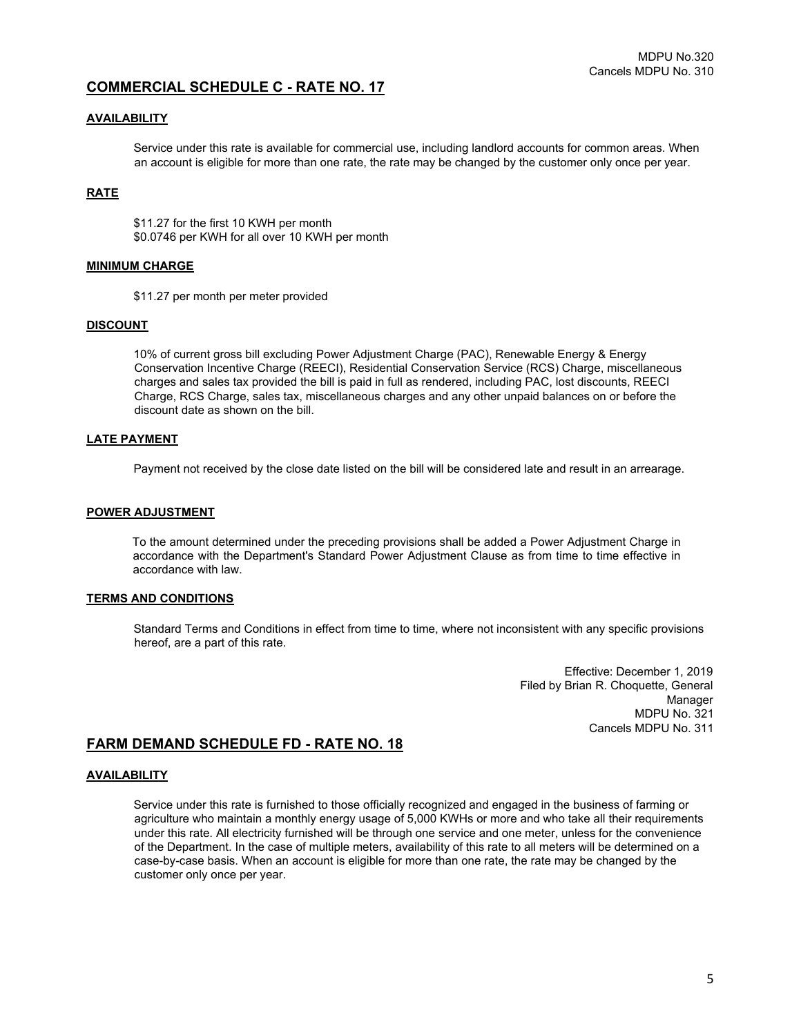MDPU No.320
Cancels MDPU No. 310

## COMMERCIAL SCHEDULE C - RATE NO. 17

### AVAILABILITY

Service under this rate is available for commercial use, including landlord accounts for common areas. When an account is eligible for more than one rate, the rate may be changed by the customer only once per year.

### RATE

$11.27 for the first 10 KWH per month
$0.0746 per KWH for all over 10 KWH per month

### MINIMUM CHARGE

$11.27 per month per meter provided

### DISCOUNT

10% of current gross bill excluding Power Adjustment Charge (PAC), Renewable Energy & Energy Conservation Incentive Charge (REECI), Residential Conservation Service (RCS) Charge, miscellaneous charges and sales tax provided the bill is paid in full as rendered, including PAC, lost discounts, REECI Charge, RCS Charge, sales tax, miscellaneous charges and any other unpaid balances on or before the discount date as shown on the bill.

### LATE PAYMENT

Payment not received by the close date listed on the bill will be considered late and result in an arrearage.

### POWER ADJUSTMENT

To the amount determined under the preceding provisions shall be added a Power Adjustment Charge in accordance with the Department's Standard Power Adjustment Clause as from time to time effective in accordance with law.

### TERMS AND CONDITIONS

Standard Terms and Conditions in effect from time to time, where not inconsistent with any specific provisions hereof, are a part of this rate.

Effective: December 1, 2019
Filed by Brian R. Choquette, General Manager

MDPU No. 321
Cancels MDPU No. 311

## FARM DEMAND SCHEDULE FD - RATE NO. 18

### AVAILABILITY

Service under this rate is furnished to those officially recognized and engaged in the business of farming or agriculture who maintain a monthly energy usage of 5,000 KWHs or more and who take all their requirements under this rate. All electricity furnished will be through one service and one meter, unless for the convenience of the Department. In the case of multiple meters, availability of this rate to all meters will be determined on a case-by-case basis. When an account is eligible for more than one rate, the rate may be changed by the customer only once per year.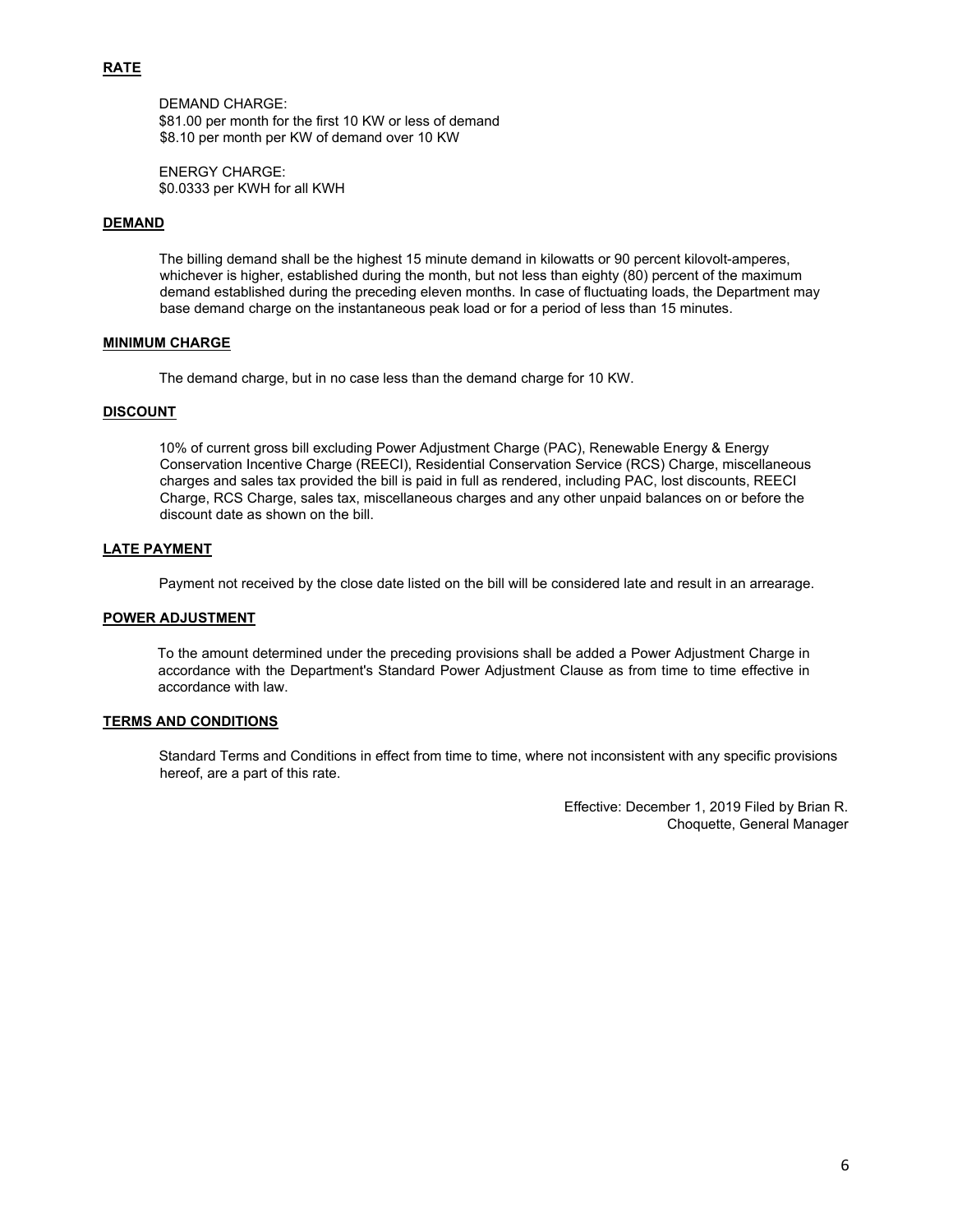## RATE

DEMAND CHARGE:
$81.00 per month for the first 10 KW or less of demand
$8.10 per month per KW of demand over 10 KW

ENERGY CHARGE:
$0.0333 per KWH for all KWH

## DEMAND

The billing demand shall be the highest 15 minute demand in kilowatts or 90 percent kilovolt-amperes, whichever is higher, established during the month, but not less than eighty (80) percent of the maximum demand established during the preceding eleven months. In case of fluctuating loads, the Department may base demand charge on the instantaneous peak load or for a period of less than 15 minutes.

## MINIMUM CHARGE

The demand charge, but in no case less than the demand charge for 10 KW.

## DISCOUNT

10% of current gross bill excluding Power Adjustment Charge (PAC), Renewable Energy & Energy Conservation Incentive Charge (REECI), Residential Conservation Service (RCS) Charge, miscellaneous charges and sales tax provided the bill is paid in full as rendered, including PAC, lost discounts, REECI Charge, RCS Charge, sales tax, miscellaneous charges and any other unpaid balances on or before the discount date as shown on the bill.

## LATE PAYMENT

Payment not received by the close date listed on the bill will be considered late and result in an arrearage.

## POWER ADJUSTMENT

To the amount determined under the preceding provisions shall be added a Power Adjustment Charge in accordance with the Department's Standard Power Adjustment Clause as from time to time effective in accordance with law.

## TERMS AND CONDITIONS

Standard Terms and Conditions in effect from time to time, where not inconsistent with any specific provisions hereof, are a part of this rate.

Effective: December 1, 2019 Filed by Brian R. Choquette, General Manager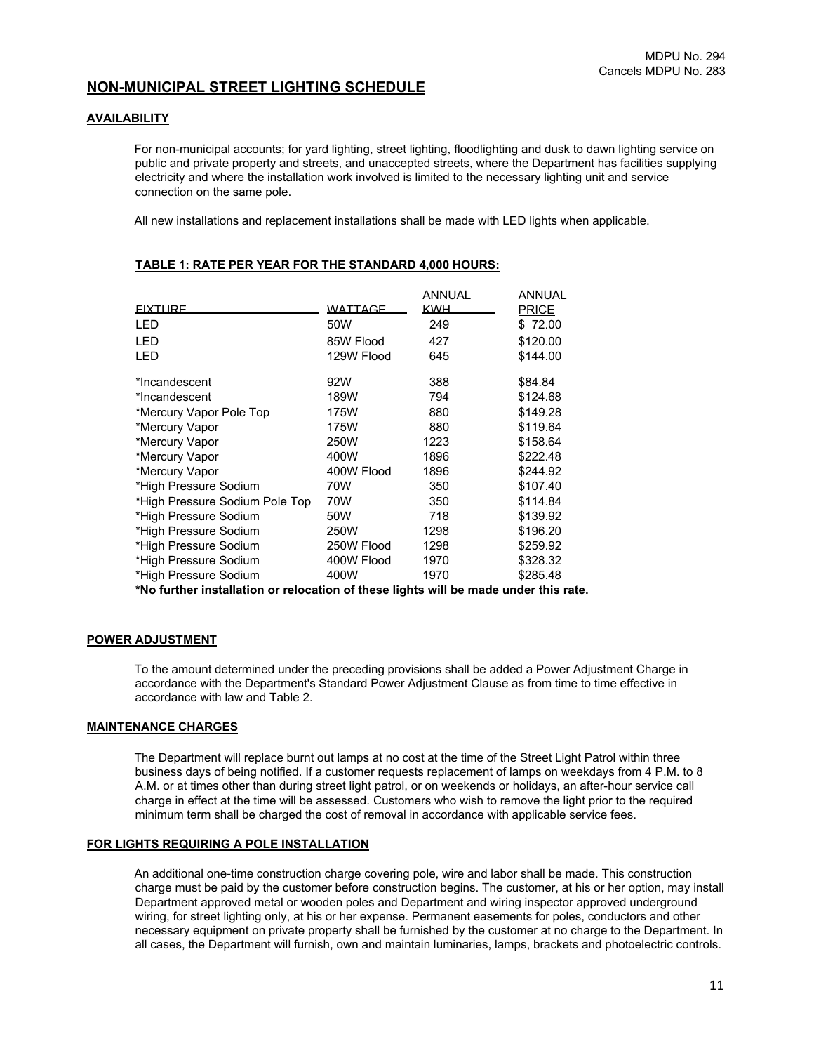MDPU No. 294
Cancels MDPU No. 283

## NON-MUNICIPAL STREET LIGHTING SCHEDULE

### AVAILABILITY

For non-municipal accounts; for yard lighting, street lighting, floodlighting and dusk to dawn lighting service on public and private property and streets, and unaccepted streets, where the Department has facilities supplying electricity and where the installation work involved is limited to the necessary lighting unit and service connection on the same pole.

All new installations and replacement installations shall be made with LED lights when applicable.

### TABLE 1: RATE PER YEAR FOR THE STANDARD 4,000 HOURS:

| FIXTURE | WATTAGE | ANNUAL KWH | ANNUAL PRICE |
|---|---|---|---|
| LED | 50W | 249 | $ 72.00 |
| LED | 85W Flood | 427 | $120.00 |
| LED | 129W Flood | 645 | $144.00 |
| *Incandescent | 92W | 388 | $84.84 |
| *Incandescent | 189W | 794 | $124.68 |
| *Mercury Vapor Pole Top | 175W | 880 | $149.28 |
| *Mercury Vapor | 175W | 880 | $119.64 |
| *Mercury Vapor | 250W | 1223 | $158.64 |
| *Mercury Vapor | 400W | 1896 | $222.48 |
| *Mercury Vapor | 400W Flood | 1896 | $244.92 |
| *High Pressure Sodium | 70W | 350 | $107.40 |
| *High Pressure Sodium Pole Top | 70W | 350 | $114.84 |
| *High Pressure Sodium | 50W | 718 | $139.92 |
| *High Pressure Sodium | 250W | 1298 | $196.20 |
| *High Pressure Sodium | 250W Flood | 1298 | $259.92 |
| *High Pressure Sodium | 400W Flood | 1970 | $328.32 |
| *High Pressure Sodium | 400W | 1970 | $285.48 |

**\*No further installation or relocation of these lights will be made under this rate.**

### POWER ADJUSTMENT

To the amount determined under the preceding provisions shall be added a Power Adjustment Charge in accordance with the Department's Standard Power Adjustment Clause as from time to time effective in accordance with law and Table 2.

### MAINTENANCE CHARGES

The Department will replace burnt out lamps at no cost at the time of the Street Light Patrol within three business days of being notified. If a customer requests replacement of lamps on weekdays from 4 P.M. to 8 A.M. or at times other than during street light patrol, or on weekends or holidays, an after-hour service call charge in effect at the time will be assessed. Customers who wish to remove the light prior to the required minimum term shall be charged the cost of removal in accordance with applicable service fees.

### FOR LIGHTS REQUIRING A POLE INSTALLATION

An additional one-time construction charge covering pole, wire and labor shall be made. This construction charge must be paid by the customer before construction begins. The customer, at his or her option, may install Department approved metal or wooden poles and Department and wiring inspector approved underground wiring, for street lighting only, at his or her expense. Permanent easements for poles, conductors and other necessary equipment on private property shall be furnished by the customer at no charge to the Department. In all cases, the Department will furnish, own and maintain luminaries, lamps, brackets and photoelectric controls.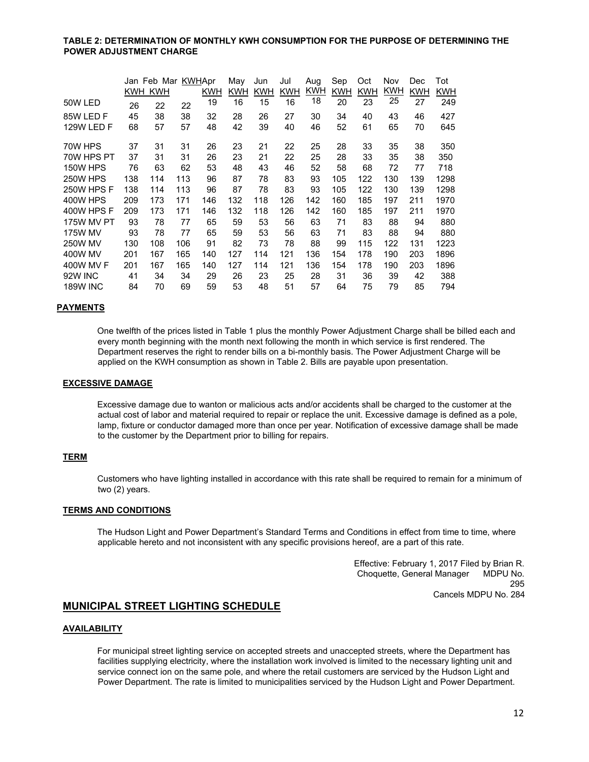**TABLE 2: DETERMINATION OF MONTHLY KWH CONSUMPTION FOR THE PURPOSE OF DETERMINING THE POWER ADJUSTMENT CHARGE**

| | Jan KWH | Feb KWH | Mar KWH | Apr KWH | May KWH | Jun KWH | Jul KWH | Aug KWH | Sep KWH | Oct KWH | Nov KWH | Dec KWH | Tot KWH |
|---|---|---|---|---|---|---|---|---|---|---|---|---|---|
| 50W LED | 26 | 22 | 22 | 19 | 16 | 15 | 16 | 18 | 20 | 23 | 25 | 27 | 249 |
| 85W LED F | 45 | 38 | 38 | 32 | 28 | 26 | 27 | 30 | 34 | 40 | 43 | 46 | 427 |
| 129W LED F | 68 | 57 | 57 | 48 | 42 | 39 | 40 | 46 | 52 | 61 | 65 | 70 | 645 |
| 70W HPS | 37 | 31 | 31 | 26 | 23 | 21 | 22 | 25 | 28 | 33 | 35 | 38 | 350 |
| 70W HPS PT | 37 | 31 | 31 | 26 | 23 | 21 | 22 | 25 | 28 | 33 | 35 | 38 | 350 |
| 150W HPS | 76 | 63 | 62 | 53 | 48 | 43 | 46 | 52 | 58 | 68 | 72 | 77 | 718 |
| 250W HPS | 138 | 114 | 113 | 96 | 87 | 78 | 83 | 93 | 105 | 122 | 130 | 139 | 1298 |
| 250W HPS F | 138 | 114 | 113 | 96 | 87 | 78 | 83 | 93 | 105 | 122 | 130 | 139 | 1298 |
| 400W HPS | 209 | 173 | 171 | 146 | 132 | 118 | 126 | 142 | 160 | 185 | 197 | 211 | 1970 |
| 400W HPS F | 209 | 173 | 171 | 146 | 132 | 118 | 126 | 142 | 160 | 185 | 197 | 211 | 1970 |
| 175W MV PT | 93 | 78 | 77 | 65 | 59 | 53 | 56 | 63 | 71 | 83 | 88 | 94 | 880 |
| 175W MV | 93 | 78 | 77 | 65 | 59 | 53 | 56 | 63 | 71 | 83 | 88 | 94 | 880 |
| 250W MV | 130 | 108 | 106 | 91 | 82 | 73 | 78 | 88 | 99 | 115 | 122 | 131 | 1223 |
| 400W MV | 201 | 167 | 165 | 140 | 127 | 114 | 121 | 136 | 154 | 178 | 190 | 203 | 1896 |
| 400W MV F | 201 | 167 | 165 | 140 | 127 | 114 | 121 | 136 | 154 | 178 | 190 | 203 | 1896 |
| 92W INC | 41 | 34 | 34 | 29 | 26 | 23 | 25 | 28 | 31 | 36 | 39 | 42 | 388 |
| 189W INC | 84 | 70 | 69 | 59 | 53 | 48 | 51 | 57 | 64 | 75 | 79 | 85 | 794 |

**PAYMENTS**

One twelfth of the prices listed in Table 1 plus the monthly Power Adjustment Charge shall be billed each and every month beginning with the month next following the month in which service is first rendered. The Department reserves the right to render bills on a bi-monthly basis. The Power Adjustment Charge will be applied on the KWH consumption as shown in Table 2. Bills are payable upon presentation.

**EXCESSIVE DAMAGE**

Excessive damage due to wanton or malicious acts and/or accidents shall be charged to the customer at the actual cost of labor and material required to repair or replace the unit. Excessive damage is defined as a pole, lamp, fixture or conductor damaged more than once per year. Notification of excessive damage shall be made to the customer by the Department prior to billing for repairs.

**TERM**

Customers who have lighting installed in accordance with this rate shall be required to remain for a minimum of two (2) years.

**TERMS AND CONDITIONS**

The Hudson Light and Power Department's Standard Terms and Conditions in effect from time to time, where applicable hereto and not inconsistent with any specific provisions hereof, are a part of this rate.

Effective: February 1, 2017 Filed by Brian R. Choquette, General Manager MDPU No. 295
Cancels MDPU No. 284

## MUNICIPAL STREET LIGHTING SCHEDULE

**AVAILABILITY**

For municipal street lighting service on accepted streets and unaccepted streets, where the Department has facilities supplying electricity, where the installation work involved is limited to the necessary lighting unit and service connect ion on the same pole, and where the retail customers are serviced by the Hudson Light and Power Department. The rate is limited to municipalities serviced by the Hudson Light and Power Department.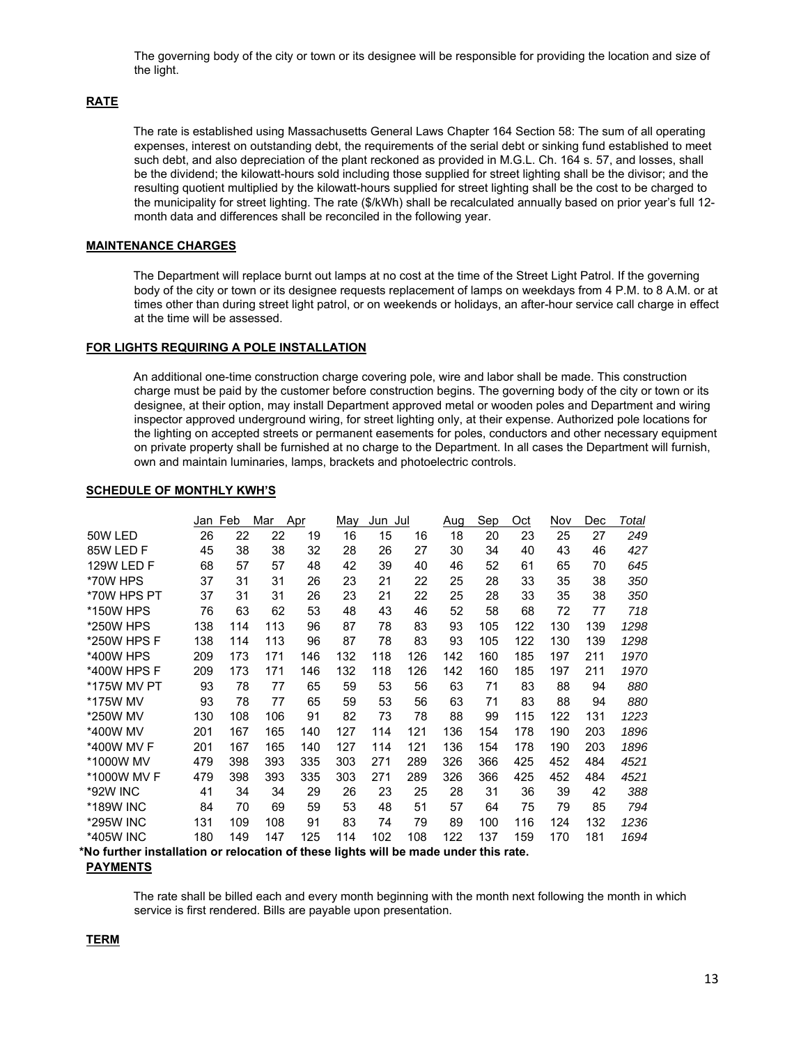The governing body of the city or town or its designee will be responsible for providing the location and size of the light.

**RATE**

The rate is established using Massachusetts General Laws Chapter 164 Section 58: The sum of all operating expenses, interest on outstanding debt, the requirements of the serial debt or sinking fund established to meet such debt, and also depreciation of the plant reckoned as provided in M.G.L. Ch. 164 s. 57, and losses, shall be the dividend; the kilowatt-hours sold including those supplied for street lighting shall be the divisor; and the resulting quotient multiplied by the kilowatt-hours supplied for street lighting shall be the cost to be charged to the municipality for street lighting. The rate ($/kWh) shall be recalculated annually based on prior year's full 12-month data and differences shall be reconciled in the following year.

**MAINTENANCE CHARGES**

The Department will replace burnt out lamps at no cost at the time of the Street Light Patrol. If the governing body of the city or town or its designee requests replacement of lamps on weekdays from 4 P.M. to 8 A.M. or at times other than during street light patrol, or on weekends or holidays, an after-hour service call charge in effect at the time will be assessed.

**FOR LIGHTS REQUIRING A POLE INSTALLATION**

An additional one-time construction charge covering pole, wire and labor shall be made. This construction charge must be paid by the customer before construction begins. The governing body of the city or town or its designee, at their option, may install Department approved metal or wooden poles and Department and wiring inspector approved underground wiring, for street lighting only, at their expense. Authorized pole locations for the lighting on accepted streets or permanent easements for poles, conductors and other necessary equipment on private property shall be furnished at no charge to the Department. In all cases the Department will furnish, own and maintain luminaries, lamps, brackets and photoelectric controls.

**SCHEDULE OF MONTHLY KWH'S**

| | Jan | Feb | Mar | Apr | May | Jun | Jul | Aug | Sep | Oct | Nov | Dec | *Total* |
|---|---|---|---|---|---|---|---|---|---|---|---|---|---|
| 50W LED | 26 | 22 | 22 | 19 | 16 | 15 | 16 | 18 | 20 | 23 | 25 | 27 | *249* |
| 85W LED F | 45 | 38 | 38 | 32 | 28 | 26 | 27 | 30 | 34 | 40 | 43 | 46 | *427* |
| 129W LED F | 68 | 57 | 57 | 48 | 42 | 39 | 40 | 46 | 52 | 61 | 65 | 70 | *645* |
| *70W HPS | 37 | 31 | 31 | 26 | 23 | 21 | 22 | 25 | 28 | 33 | 35 | 38 | *350* |
| *70W HPS PT | 37 | 31 | 31 | 26 | 23 | 21 | 22 | 25 | 28 | 33 | 35 | 38 | *350* |
| *150W HPS | 76 | 63 | 62 | 53 | 48 | 43 | 46 | 52 | 58 | 68 | 72 | 77 | *718* |
| *250W HPS | 138 | 114 | 113 | 96 | 87 | 78 | 83 | 93 | 105 | 122 | 130 | 139 | *1298* |
| *250W HPS F | 138 | 114 | 113 | 96 | 87 | 78 | 83 | 93 | 105 | 122 | 130 | 139 | *1298* |
| *400W HPS | 209 | 173 | 171 | 146 | 132 | 118 | 126 | 142 | 160 | 185 | 197 | 211 | *1970* |
| *400W HPS F | 209 | 173 | 171 | 146 | 132 | 118 | 126 | 142 | 160 | 185 | 197 | 211 | *1970* |
| *175W MV PT | 93 | 78 | 77 | 65 | 59 | 53 | 56 | 63 | 71 | 83 | 88 | 94 | *880* |
| *175W MV | 93 | 78 | 77 | 65 | 59 | 53 | 56 | 63 | 71 | 83 | 88 | 94 | *880* |
| *250W MV | 130 | 108 | 106 | 91 | 82 | 73 | 78 | 88 | 99 | 115 | 122 | 131 | *1223* |
| *400W MV | 201 | 167 | 165 | 140 | 127 | 114 | 121 | 136 | 154 | 178 | 190 | 203 | *1896* |
| *400W MV F | 201 | 167 | 165 | 140 | 127 | 114 | 121 | 136 | 154 | 178 | 190 | 203 | *1896* |
| *1000W MV | 479 | 398 | 393 | 335 | 303 | 271 | 289 | 326 | 366 | 425 | 452 | 484 | *4521* |
| *1000W MV F | 479 | 398 | 393 | 335 | 303 | 271 | 289 | 326 | 366 | 425 | 452 | 484 | *4521* |
| *92W INC | 41 | 34 | 34 | 29 | 26 | 23 | 25 | 28 | 31 | 36 | 39 | 42 | *388* |
| *189W INC | 84 | 70 | 69 | 59 | 53 | 48 | 51 | 57 | 64 | 75 | 79 | 85 | *794* |
| *295W INC | 131 | 109 | 108 | 91 | 83 | 74 | 79 | 89 | 100 | 116 | 124 | 132 | *1236* |
| *405W INC | 180 | 149 | 147 | 125 | 114 | 102 | 108 | 122 | 137 | 159 | 170 | 181 | *1694* |

**\*No further installation or relocation of these lights will be made under this rate.**

**PAYMENTS**

The rate shall be billed each and every month beginning with the month next following the month in which service is first rendered. Bills are payable upon presentation.

**TERM**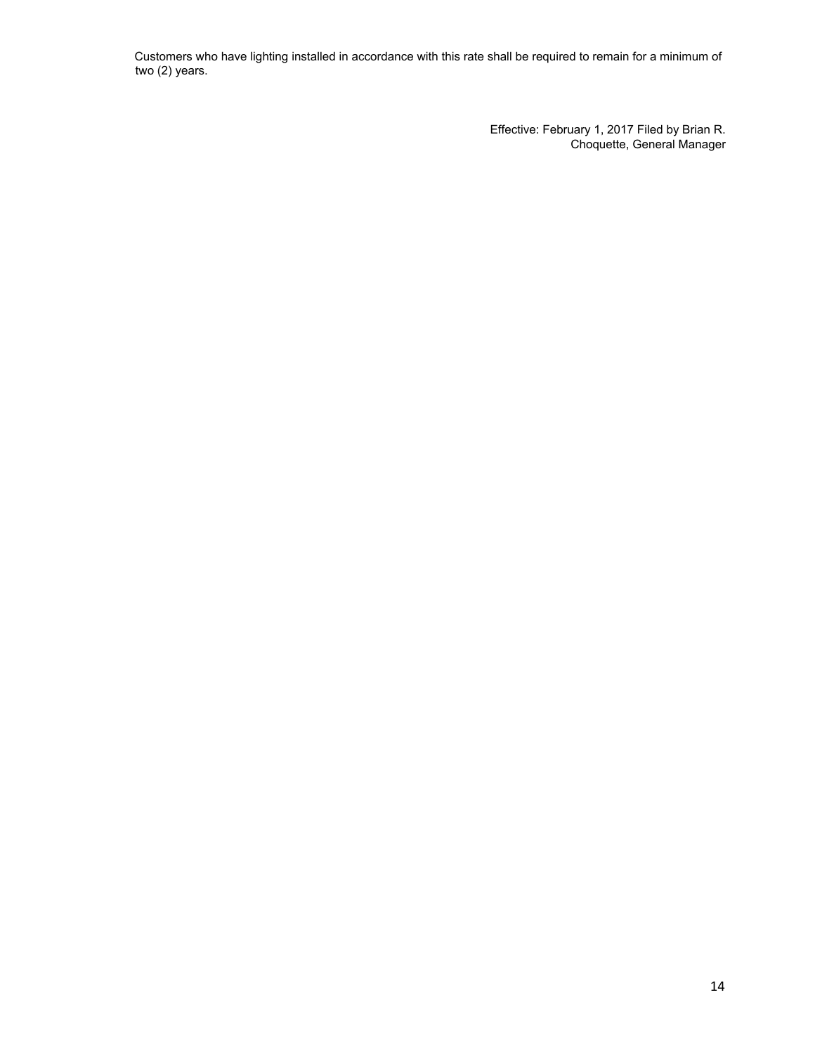Customers who have lighting installed in accordance with this rate shall be required to remain for a minimum of two (2) years.

Effective: February 1, 2017 Filed by Brian R. Choquette, General Manager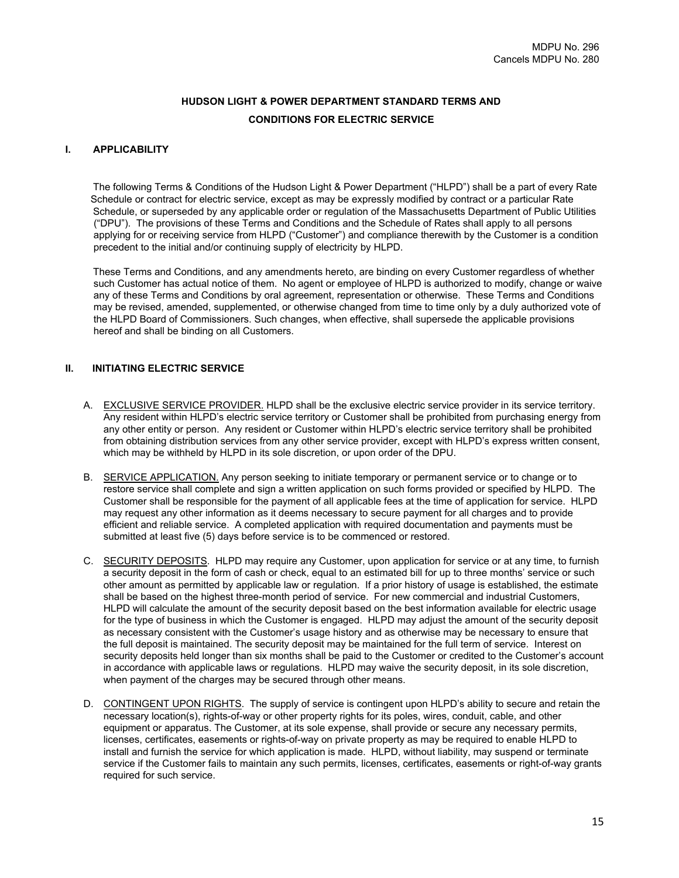MDPU No. 296
Cancels MDPU No. 280

# HUDSON LIGHT & POWER DEPARTMENT STANDARD TERMS AND CONDITIONS FOR ELECTRIC SERVICE

## I. APPLICABILITY

The following Terms & Conditions of the Hudson Light & Power Department ("HLPD") shall be a part of every Rate Schedule or contract for electric service, except as may be expressly modified by contract or a particular Rate Schedule, or superseded by any applicable order or regulation of the Massachusetts Department of Public Utilities ("DPU"). The provisions of these Terms and Conditions and the Schedule of Rates shall apply to all persons applying for or receiving service from HLPD ("Customer") and compliance therewith by the Customer is a condition precedent to the initial and/or continuing supply of electricity by HLPD.

These Terms and Conditions, and any amendments hereto, are binding on every Customer regardless of whether such Customer has actual notice of them. No agent or employee of HLPD is authorized to modify, change or waive any of these Terms and Conditions by oral agreement, representation or otherwise. These Terms and Conditions may be revised, amended, supplemented, or otherwise changed from time to time only by a duly authorized vote of the HLPD Board of Commissioners. Such changes, when effective, shall supersede the applicable provisions hereof and shall be binding on all Customers.

## II. INITIATING ELECTRIC SERVICE

A. <u>EXCLUSIVE SERVICE PROVIDER.</u> HLPD shall be the exclusive electric service provider in its service territory. Any resident within HLPD's electric service territory or Customer shall be prohibited from purchasing energy from any other entity or person. Any resident or Customer within HLPD's electric service territory shall be prohibited from obtaining distribution services from any other service provider, except with HLPD's express written consent, which may be withheld by HLPD in its sole discretion, or upon order of the DPU.

B. <u>SERVICE APPLICATION.</u> Any person seeking to initiate temporary or permanent service or to change or to restore service shall complete and sign a written application on such forms provided or specified by HLPD. The Customer shall be responsible for the payment of all applicable fees at the time of application for service. HLPD may request any other information as it deems necessary to secure payment for all charges and to provide efficient and reliable service. A completed application with required documentation and payments must be submitted at least five (5) days before service is to be commenced or restored.

C. <u>SECURITY DEPOSITS</u>. HLPD may require any Customer, upon application for service or at any time, to furnish a security deposit in the form of cash or check, equal to an estimated bill for up to three months' service or such other amount as permitted by applicable law or regulation. If a prior history of usage is established, the estimate shall be based on the highest three-month period of service. For new commercial and industrial Customers, HLPD will calculate the amount of the security deposit based on the best information available for electric usage for the type of business in which the Customer is engaged. HLPD may adjust the amount of the security deposit as necessary consistent with the Customer's usage history and as otherwise may be necessary to ensure that the full deposit is maintained. The security deposit may be maintained for the full term of service. Interest on security deposits held longer than six months shall be paid to the Customer or credited to the Customer's account in accordance with applicable laws or regulations. HLPD may waive the security deposit, in its sole discretion, when payment of the charges may be secured through other means.

D. <u>CONTINGENT UPON RIGHTS</u>. The supply of service is contingent upon HLPD's ability to secure and retain the necessary location(s), rights-of-way or other property rights for its poles, wires, conduit, cable, and other equipment or apparatus. The Customer, at its sole expense, shall provide or secure any necessary permits, licenses, certificates, easements or rights-of-way on private property as may be required to enable HLPD to install and furnish the service for which application is made. HLPD, without liability, may suspend or terminate service if the Customer fails to maintain any such permits, licenses, certificates, easements or right-of-way grants required for such service.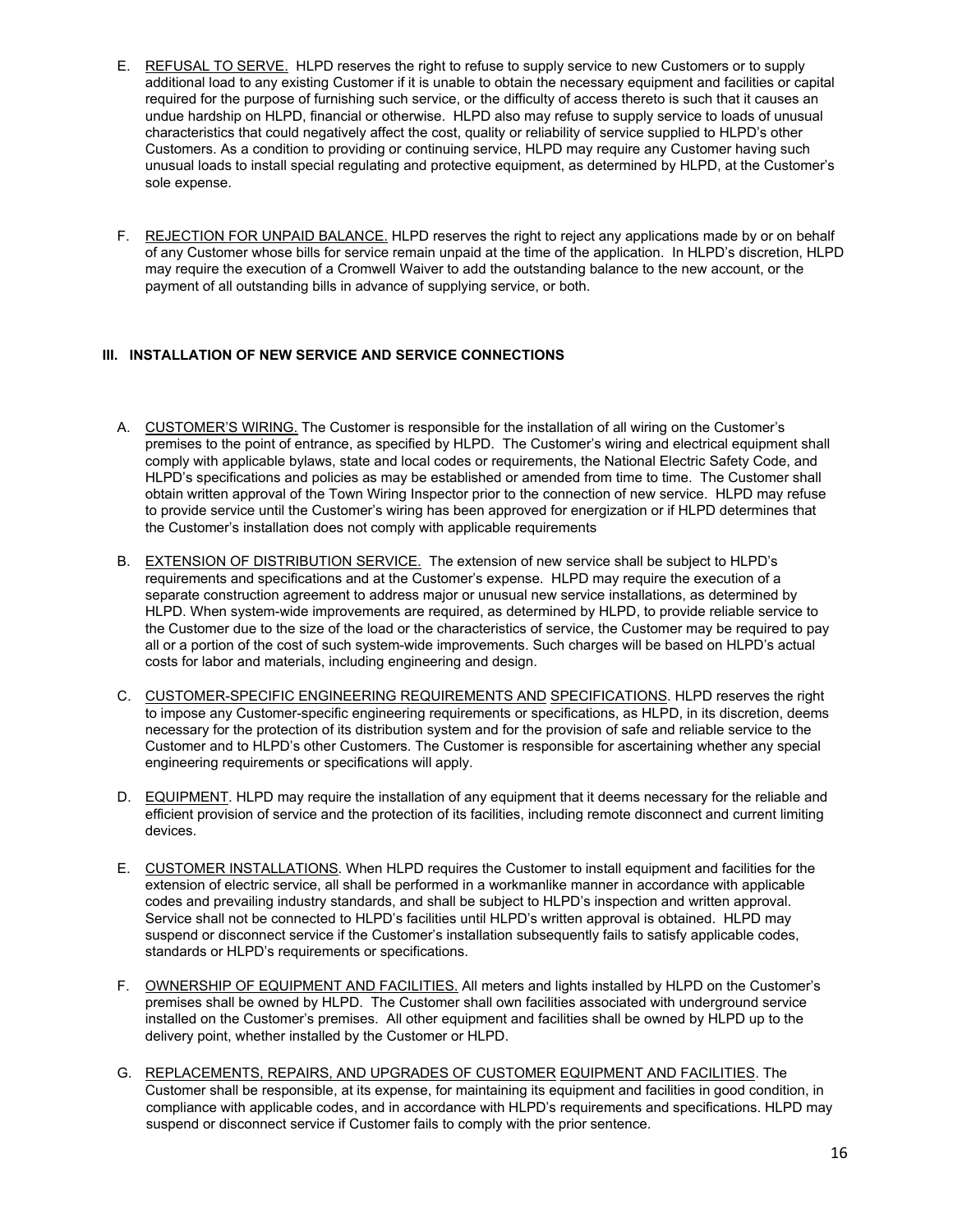E. <u>REFUSAL TO SERVE.</u> HLPD reserves the right to refuse to supply service to new Customers or to supply additional load to any existing Customer if it is unable to obtain the necessary equipment and facilities or capital required for the purpose of furnishing such service, or the difficulty of access thereto is such that it causes an undue hardship on HLPD, financial or otherwise. HLPD also may refuse to supply service to loads of unusual characteristics that could negatively affect the cost, quality or reliability of service supplied to HLPD's other Customers. As a condition to providing or continuing service, HLPD may require any Customer having such unusual loads to install special regulating and protective equipment, as determined by HLPD, at the Customer's sole expense.

F. <u>REJECTION FOR UNPAID BALANCE.</u> HLPD reserves the right to reject any applications made by or on behalf of any Customer whose bills for service remain unpaid at the time of the application. In HLPD's discretion, HLPD may require the execution of a Cromwell Waiver to add the outstanding balance to the new account, or the payment of all outstanding bills in advance of supplying service, or both.

## III. INSTALLATION OF NEW SERVICE AND SERVICE CONNECTIONS

A. <u>CUSTOMER'S WIRING.</u> The Customer is responsible for the installation of all wiring on the Customer's premises to the point of entrance, as specified by HLPD. The Customer's wiring and electrical equipment shall comply with applicable bylaws, state and local codes or requirements, the National Electric Safety Code, and HLPD's specifications and policies as may be established or amended from time to time. The Customer shall obtain written approval of the Town Wiring Inspector prior to the connection of new service. HLPD may refuse to provide service until the Customer's wiring has been approved for energization or if HLPD determines that the Customer's installation does not comply with applicable requirements

B. <u>EXTENSION OF DISTRIBUTION SERVICE.</u> The extension of new service shall be subject to HLPD's requirements and specifications and at the Customer's expense. HLPD may require the execution of a separate construction agreement to address major or unusual new service installations, as determined by HLPD. When system-wide improvements are required, as determined by HLPD, to provide reliable service to the Customer due to the size of the load or the characteristics of service, the Customer may be required to pay all or a portion of the cost of such system-wide improvements. Such charges will be based on HLPD's actual costs for labor and materials, including engineering and design.

C. <u>CUSTOMER-SPECIFIC ENGINEERING REQUIREMENTS AND SPECIFICATIONS</u>. HLPD reserves the right to impose any Customer-specific engineering requirements or specifications, as HLPD, in its discretion, deems necessary for the protection of its distribution system and for the provision of safe and reliable service to the Customer and to HLPD's other Customers. The Customer is responsible for ascertaining whether any special engineering requirements or specifications will apply.

D. <u>EQUIPMENT</u>. HLPD may require the installation of any equipment that it deems necessary for the reliable and efficient provision of service and the protection of its facilities, including remote disconnect and current limiting devices.

E. <u>CUSTOMER INSTALLATIONS</u>. When HLPD requires the Customer to install equipment and facilities for the extension of electric service, all shall be performed in a workmanlike manner in accordance with applicable codes and prevailing industry standards, and shall be subject to HLPD's inspection and written approval. Service shall not be connected to HLPD's facilities until HLPD's written approval is obtained. HLPD may suspend or disconnect service if the Customer's installation subsequently fails to satisfy applicable codes, standards or HLPD's requirements or specifications.

F. <u>OWNERSHIP OF EQUIPMENT AND FACILITIES.</u> All meters and lights installed by HLPD on the Customer's premises shall be owned by HLPD. The Customer shall own facilities associated with underground service installed on the Customer's premises. All other equipment and facilities shall be owned by HLPD up to the delivery point, whether installed by the Customer or HLPD.

G. <u>REPLACEMENTS, REPAIRS, AND UPGRADES OF CUSTOMER EQUIPMENT AND FACILITIES</u>. The Customer shall be responsible, at its expense, for maintaining its equipment and facilities in good condition, in compliance with applicable codes, and in accordance with HLPD's requirements and specifications. HLPD may suspend or disconnect service if Customer fails to comply with the prior sentence.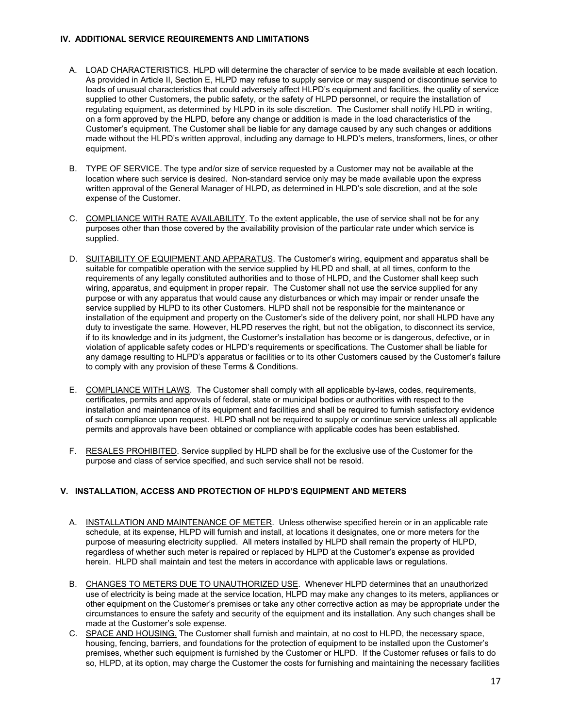## IV. ADDITIONAL SERVICE REQUIREMENTS AND LIMITATIONS

A. LOAD CHARACTERISTICS. HLPD will determine the character of service to be made available at each location. As provided in Article II, Section E, HLPD may refuse to supply service or may suspend or discontinue service to loads of unusual characteristics that could adversely affect HLPD's equipment and facilities, the quality of service supplied to other Customers, the public safety, or the safety of HLPD personnel, or require the installation of regulating equipment, as determined by HLPD in its sole discretion. The Customer shall notify HLPD in writing, on a form approved by the HLPD, before any change or addition is made in the load characteristics of the Customer's equipment. The Customer shall be liable for any damage caused by any such changes or additions made without the HLPD's written approval, including any damage to HLPD's meters, transformers, lines, or other equipment.

B. TYPE OF SERVICE. The type and/or size of service requested by a Customer may not be available at the location where such service is desired. Non-standard service only may be made available upon the express written approval of the General Manager of HLPD, as determined in HLPD's sole discretion, and at the sole expense of the Customer.

C. COMPLIANCE WITH RATE AVAILABILITY. To the extent applicable, the use of service shall not be for any purposes other than those covered by the availability provision of the particular rate under which service is supplied.

D. SUITABILITY OF EQUIPMENT AND APPARATUS. The Customer's wiring, equipment and apparatus shall be suitable for compatible operation with the service supplied by HLPD and shall, at all times, conform to the requirements of any legally constituted authorities and to those of HLPD, and the Customer shall keep such wiring, apparatus, and equipment in proper repair. The Customer shall not use the service supplied for any purpose or with any apparatus that would cause any disturbances or which may impair or render unsafe the service supplied by HLPD to its other Customers. HLPD shall not be responsible for the maintenance or installation of the equipment and property on the Customer's side of the delivery point, nor shall HLPD have any duty to investigate the same. However, HLPD reserves the right, but not the obligation, to disconnect its service, if to its knowledge and in its judgment, the Customer's installation has become or is dangerous, defective, or in violation of applicable safety codes or HLPD's requirements or specifications. The Customer shall be liable for any damage resulting to HLPD's apparatus or facilities or to its other Customers caused by the Customer's failure to comply with any provision of these Terms & Conditions.

E. COMPLIANCE WITH LAWS. The Customer shall comply with all applicable by-laws, codes, requirements, certificates, permits and approvals of federal, state or municipal bodies or authorities with respect to the installation and maintenance of its equipment and facilities and shall be required to furnish satisfactory evidence of such compliance upon request. HLPD shall not be required to supply or continue service unless all applicable permits and approvals have been obtained or compliance with applicable codes has been established.

F. RESALES PROHIBITED. Service supplied by HLPD shall be for the exclusive use of the Customer for the purpose and class of service specified, and such service shall not be resold.

## V. INSTALLATION, ACCESS AND PROTECTION OF HLPD'S EQUIPMENT AND METERS

A. INSTALLATION AND MAINTENANCE OF METER. Unless otherwise specified herein or in an applicable rate schedule, at its expense, HLPD will furnish and install, at locations it designates, one or more meters for the purpose of measuring electricity supplied. All meters installed by HLPD shall remain the property of HLPD, regardless of whether such meter is repaired or replaced by HLPD at the Customer's expense as provided herein. HLPD shall maintain and test the meters in accordance with applicable laws or regulations.

B. CHANGES TO METERS DUE TO UNAUTHORIZED USE. Whenever HLPD determines that an unauthorized use of electricity is being made at the service location, HLPD may make any changes to its meters, appliances or other equipment on the Customer's premises or take any other corrective action as may be appropriate under the circumstances to ensure the safety and security of the equipment and its installation. Any such changes shall be made at the Customer's sole expense.

C. SPACE AND HOUSING. The Customer shall furnish and maintain, at no cost to HLPD, the necessary space, housing, fencing, barriers, and foundations for the protection of equipment to be installed upon the Customer's premises, whether such equipment is furnished by the Customer or HLPD. If the Customer refuses or fails to do so, HLPD, at its option, may charge the Customer the costs for furnishing and maintaining the necessary facilities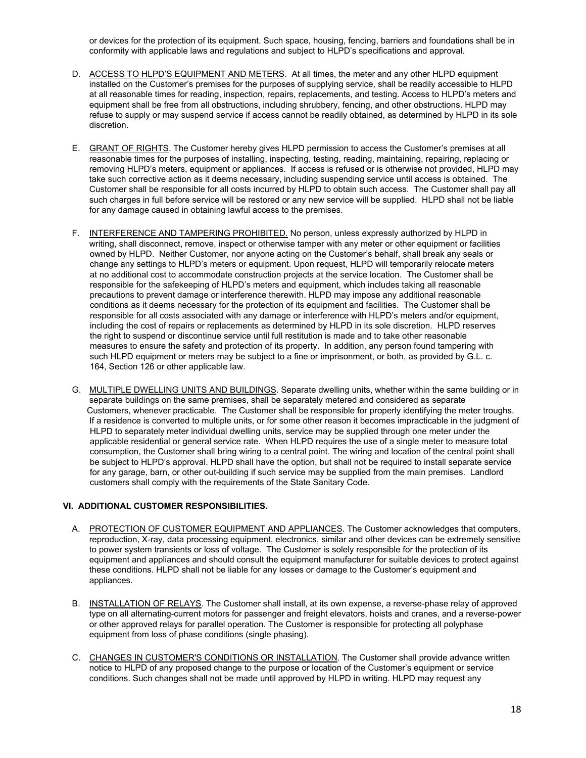or devices for the protection of its equipment. Such space, housing, fencing, barriers and foundations shall be in conformity with applicable laws and regulations and subject to HLPD's specifications and approval.

D. ACCESS TO HLPD'S EQUIPMENT AND METERS. At all times, the meter and any other HLPD equipment installed on the Customer's premises for the purposes of supplying service, shall be readily accessible to HLPD at all reasonable times for reading, inspection, repairs, replacements, and testing. Access to HLPD's meters and equipment shall be free from all obstructions, including shrubbery, fencing, and other obstructions. HLPD may refuse to supply or may suspend service if access cannot be readily obtained, as determined by HLPD in its sole discretion.

E. GRANT OF RIGHTS. The Customer hereby gives HLPD permission to access the Customer's premises at all reasonable times for the purposes of installing, inspecting, testing, reading, maintaining, repairing, replacing or removing HLPD's meters, equipment or appliances. If access is refused or is otherwise not provided, HLPD may take such corrective action as it deems necessary, including suspending service until access is obtained. The Customer shall be responsible for all costs incurred by HLPD to obtain such access. The Customer shall pay all such charges in full before service will be restored or any new service will be supplied. HLPD shall not be liable for any damage caused in obtaining lawful access to the premises.

F. INTERFERENCE AND TAMPERING PROHIBITED. No person, unless expressly authorized by HLPD in writing, shall disconnect, remove, inspect or otherwise tamper with any meter or other equipment or facilities owned by HLPD. Neither Customer, nor anyone acting on the Customer's behalf, shall break any seals or change any settings to HLPD's meters or equipment. Upon request, HLPD will temporarily relocate meters at no additional cost to accommodate construction projects at the service location. The Customer shall be responsible for the safekeeping of HLPD's meters and equipment, which includes taking all reasonable precautions to prevent damage or interference therewith. HLPD may impose any additional reasonable conditions as it deems necessary for the protection of its equipment and facilities. The Customer shall be responsible for all costs associated with any damage or interference with HLPD's meters and/or equipment, including the cost of repairs or replacements as determined by HLPD in its sole discretion. HLPD reserves the right to suspend or discontinue service until full restitution is made and to take other reasonable measures to ensure the safety and protection of its property. In addition, any person found tampering with such HLPD equipment or meters may be subject to a fine or imprisonment, or both, as provided by G.L. c. 164, Section 126 or other applicable law.

G. MULTIPLE DWELLING UNITS AND BUILDINGS. Separate dwelling units, whether within the same building or in separate buildings on the same premises, shall be separately metered and considered as separate Customers, whenever practicable. The Customer shall be responsible for properly identifying the meter troughs. If a residence is converted to multiple units, or for some other reason it becomes impracticable in the judgment of HLPD to separately meter individual dwelling units, service may be supplied through one meter under the applicable residential or general service rate. When HLPD requires the use of a single meter to measure total consumption, the Customer shall bring wiring to a central point. The wiring and location of the central point shall be subject to HLPD's approval. HLPD shall have the option, but shall not be required to install separate service for any garage, barn, or other out-building if such service may be supplied from the main premises. Landlord customers shall comply with the requirements of the State Sanitary Code.

## VI. ADDITIONAL CUSTOMER RESPONSIBILITIES.

A. PROTECTION OF CUSTOMER EQUIPMENT AND APPLIANCES. The Customer acknowledges that computers, reproduction, X-ray, data processing equipment, electronics, similar and other devices can be extremely sensitive to power system transients or loss of voltage. The Customer is solely responsible for the protection of its equipment and appliances and should consult the equipment manufacturer for suitable devices to protect against these conditions. HLPD shall not be liable for any losses or damage to the Customer's equipment and appliances.

B. INSTALLATION OF RELAYS. The Customer shall install, at its own expense, a reverse-phase relay of approved type on all alternating-current motors for passenger and freight elevators, hoists and cranes, and a reverse-power or other approved relays for parallel operation. The Customer is responsible for protecting all polyphase equipment from loss of phase conditions (single phasing).

C. CHANGES IN CUSTOMER'S CONDITIONS OR INSTALLATION. The Customer shall provide advance written notice to HLPD of any proposed change to the purpose or location of the Customer's equipment or service conditions. Such changes shall not be made until approved by HLPD in writing. HLPD may request any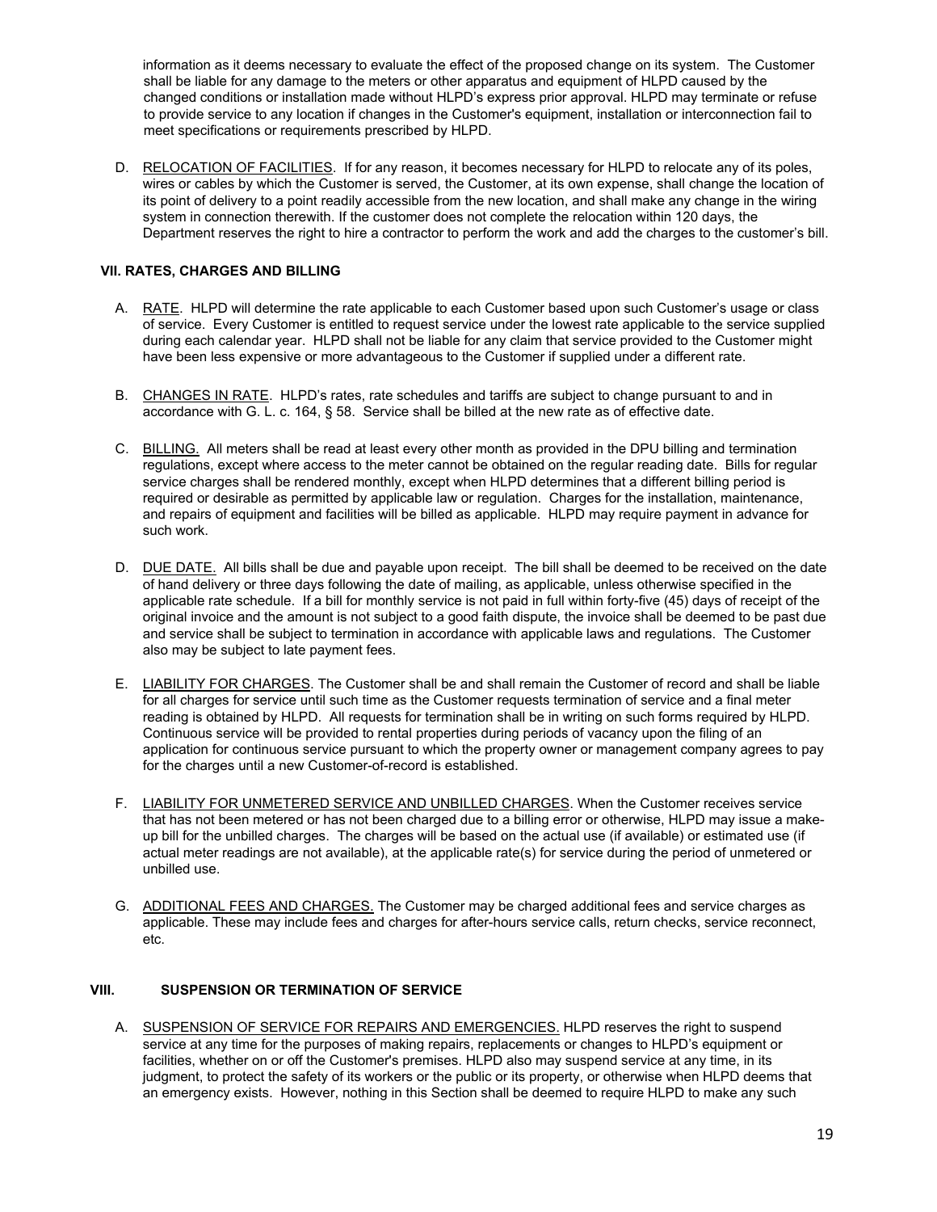information as it deems necessary to evaluate the effect of the proposed change on its system. The Customer shall be liable for any damage to the meters or other apparatus and equipment of HLPD caused by the changed conditions or installation made without HLPD's express prior approval. HLPD may terminate or refuse to provide service to any location if changes in the Customer's equipment, installation or interconnection fail to meet specifications or requirements prescribed by HLPD.

D. RELOCATION OF FACILITIES. If for any reason, it becomes necessary for HLPD to relocate any of its poles, wires or cables by which the Customer is served, the Customer, at its own expense, shall change the location of its point of delivery to a point readily accessible from the new location, and shall make any change in the wiring system in connection therewith. If the customer does not complete the relocation within 120 days, the Department reserves the right to hire a contractor to perform the work and add the charges to the customer's bill.

## VII. RATES, CHARGES AND BILLING

A. RATE. HLPD will determine the rate applicable to each Customer based upon such Customer's usage or class of service. Every Customer is entitled to request service under the lowest rate applicable to the service supplied during each calendar year. HLPD shall not be liable for any claim that service provided to the Customer might have been less expensive or more advantageous to the Customer if supplied under a different rate.

B. CHANGES IN RATE. HLPD's rates, rate schedules and tariffs are subject to change pursuant to and in accordance with G. L. c. 164, § 58. Service shall be billed at the new rate as of effective date.

C. BILLING. All meters shall be read at least every other month as provided in the DPU billing and termination regulations, except where access to the meter cannot be obtained on the regular reading date. Bills for regular service charges shall be rendered monthly, except when HLPD determines that a different billing period is required or desirable as permitted by applicable law or regulation. Charges for the installation, maintenance, and repairs of equipment and facilities will be billed as applicable. HLPD may require payment in advance for such work.

D. DUE DATE. All bills shall be due and payable upon receipt. The bill shall be deemed to be received on the date of hand delivery or three days following the date of mailing, as applicable, unless otherwise specified in the applicable rate schedule. If a bill for monthly service is not paid in full within forty-five (45) days of receipt of the original invoice and the amount is not subject to a good faith dispute, the invoice shall be deemed to be past due and service shall be subject to termination in accordance with applicable laws and regulations. The Customer also may be subject to late payment fees.

E. LIABILITY FOR CHARGES. The Customer shall be and shall remain the Customer of record and shall be liable for all charges for service until such time as the Customer requests termination of service and a final meter reading is obtained by HLPD. All requests for termination shall be in writing on such forms required by HLPD. Continuous service will be provided to rental properties during periods of vacancy upon the filing of an application for continuous service pursuant to which the property owner or management company agrees to pay for the charges until a new Customer-of-record is established.

F. LIABILITY FOR UNMETERED SERVICE AND UNBILLED CHARGES. When the Customer receives service that has not been metered or has not been charged due to a billing error or otherwise, HLPD may issue a make-up bill for the unbilled charges. The charges will be based on the actual use (if available) or estimated use (if actual meter readings are not available), at the applicable rate(s) for service during the period of unmetered or unbilled use.

G. ADDITIONAL FEES AND CHARGES. The Customer may be charged additional fees and service charges as applicable. These may include fees and charges for after-hours service calls, return checks, service reconnect, etc.

## VIII. SUSPENSION OR TERMINATION OF SERVICE

A. SUSPENSION OF SERVICE FOR REPAIRS AND EMERGENCIES. HLPD reserves the right to suspend service at any time for the purposes of making repairs, replacements or changes to HLPD's equipment or facilities, whether on or off the Customer's premises. HLPD also may suspend service at any time, in its judgment, to protect the safety of its workers or the public or its property, or otherwise when HLPD deems that an emergency exists. However, nothing in this Section shall be deemed to require HLPD to make any such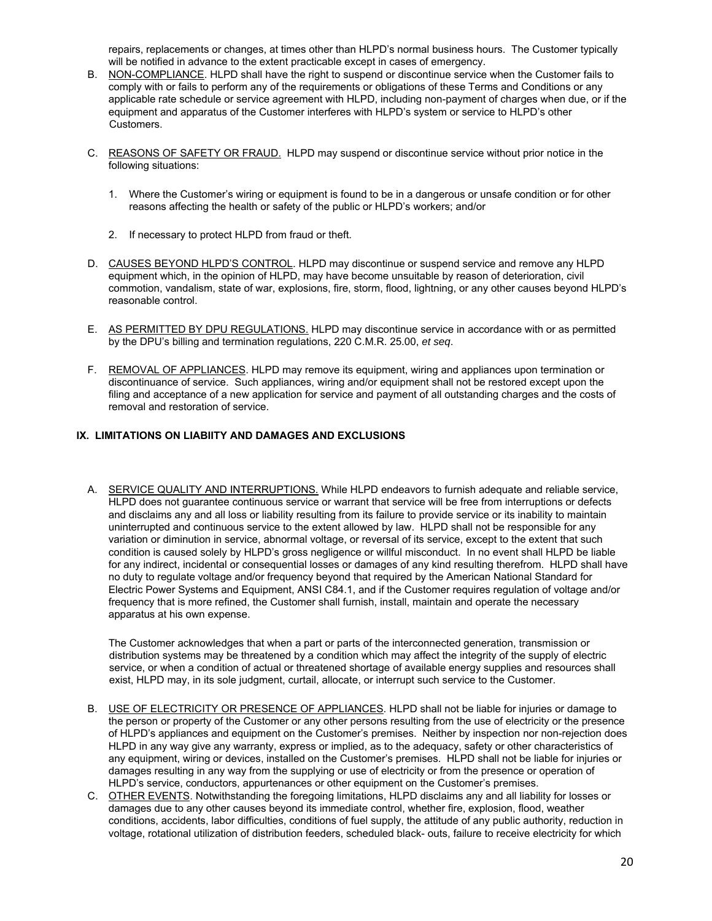repairs, replacements or changes, at times other than HLPD's normal business hours. The Customer typically will be notified in advance to the extent practicable except in cases of emergency.

B. NON-COMPLIANCE. HLPD shall have the right to suspend or discontinue service when the Customer fails to comply with or fails to perform any of the requirements or obligations of these Terms and Conditions or any applicable rate schedule or service agreement with HLPD, including non-payment of charges when due, or if the equipment and apparatus of the Customer interferes with HLPD's system or service to HLPD's other Customers.

C. REASONS OF SAFETY OR FRAUD. HLPD may suspend or discontinue service without prior notice in the following situations:

   1. Where the Customer's wiring or equipment is found to be in a dangerous or unsafe condition or for other reasons affecting the health or safety of the public or HLPD's workers; and/or

   2. If necessary to protect HLPD from fraud or theft.

D. CAUSES BEYOND HLPD'S CONTROL. HLPD may discontinue or suspend service and remove any HLPD equipment which, in the opinion of HLPD, may have become unsuitable by reason of deterioration, civil commotion, vandalism, state of war, explosions, fire, storm, flood, lightning, or any other causes beyond HLPD's reasonable control.

E. AS PERMITTED BY DPU REGULATIONS. HLPD may discontinue service in accordance with or as permitted by the DPU's billing and termination regulations, 220 C.M.R. 25.00, *et seq*.

F. REMOVAL OF APPLIANCES. HLPD may remove its equipment, wiring and appliances upon termination or discontinuance of service. Such appliances, wiring and/or equipment shall not be restored except upon the filing and acceptance of a new application for service and payment of all outstanding charges and the costs of removal and restoration of service.

## IX. LIMITATIONS ON LIABIITY AND DAMAGES AND EXCLUSIONS

A. SERVICE QUALITY AND INTERRUPTIONS. While HLPD endeavors to furnish adequate and reliable service, HLPD does not guarantee continuous service or warrant that service will be free from interruptions or defects and disclaims any and all loss or liability resulting from its failure to provide service or its inability to maintain uninterrupted and continuous service to the extent allowed by law. HLPD shall not be responsible for any variation or diminution in service, abnormal voltage, or reversal of its service, except to the extent that such condition is caused solely by HLPD's gross negligence or willful misconduct. In no event shall HLPD be liable for any indirect, incidental or consequential losses or damages of any kind resulting therefrom. HLPD shall have no duty to regulate voltage and/or frequency beyond that required by the American National Standard for Electric Power Systems and Equipment, ANSI C84.1, and if the Customer requires regulation of voltage and/or frequency that is more refined, the Customer shall furnish, install, maintain and operate the necessary apparatus at his own expense.

   The Customer acknowledges that when a part or parts of the interconnected generation, transmission or distribution systems may be threatened by a condition which may affect the integrity of the supply of electric service, or when a condition of actual or threatened shortage of available energy supplies and resources shall exist, HLPD may, in its sole judgment, curtail, allocate, or interrupt such service to the Customer.

B. USE OF ELECTRICITY OR PRESENCE OF APPLIANCES. HLPD shall not be liable for injuries or damage to the person or property of the Customer or any other persons resulting from the use of electricity or the presence of HLPD's appliances and equipment on the Customer's premises. Neither by inspection nor non-rejection does HLPD in any way give any warranty, express or implied, as to the adequacy, safety or other characteristics of any equipment, wiring or devices, installed on the Customer's premises. HLPD shall not be liable for injuries or damages resulting in any way from the supplying or use of electricity or from the presence or operation of HLPD's service, conductors, appurtenances or other equipment on the Customer's premises.

C. OTHER EVENTS. Notwithstanding the foregoing limitations, HLPD disclaims any and all liability for losses or damages due to any other causes beyond its immediate control, whether fire, explosion, flood, weather conditions, accidents, labor difficulties, conditions of fuel supply, the attitude of any public authority, reduction in voltage, rotational utilization of distribution feeders, scheduled black- outs, failure to receive electricity for which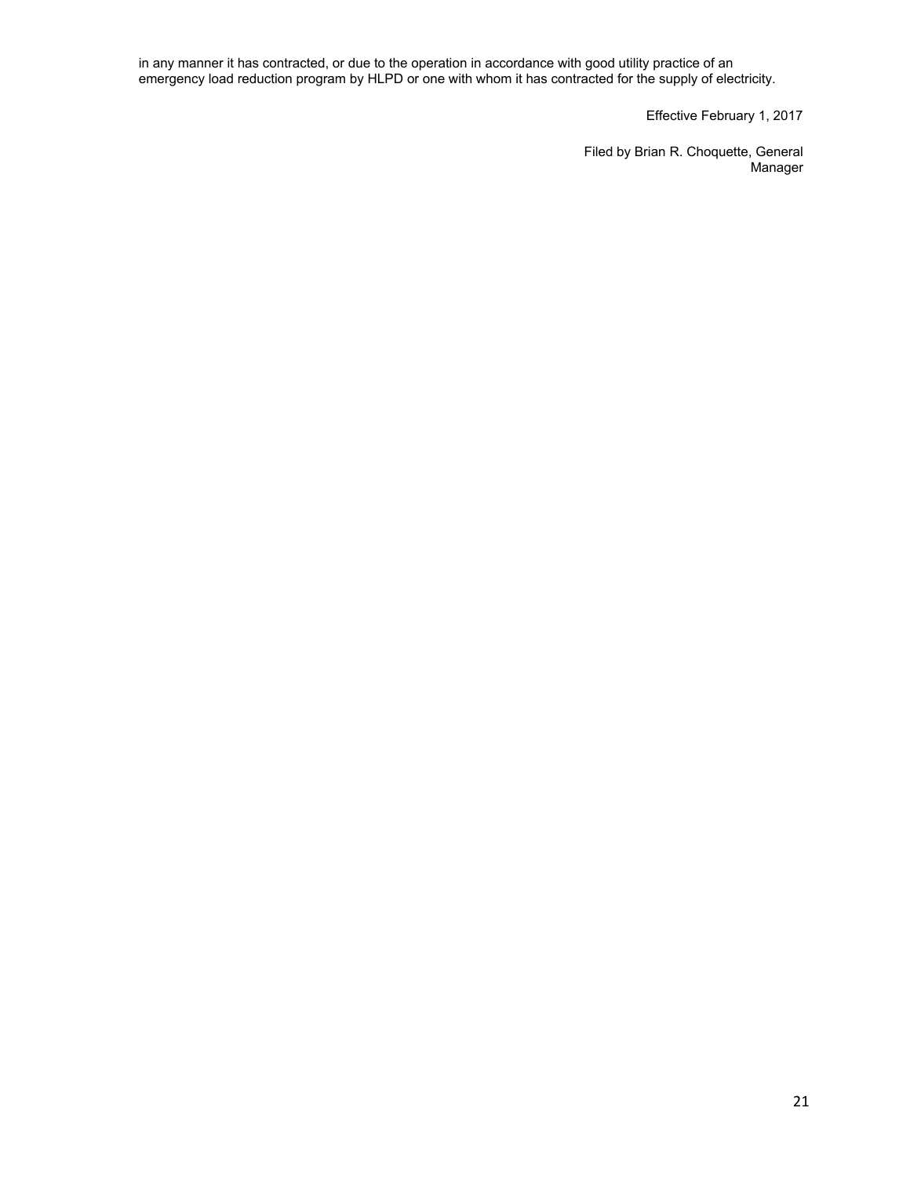in any manner it has contracted, or due to the operation in accordance with good utility practice of an emergency load reduction program by HLPD or one with whom it has contracted for the supply of electricity.

Effective February 1, 2017

Filed by Brian R. Choquette, General Manager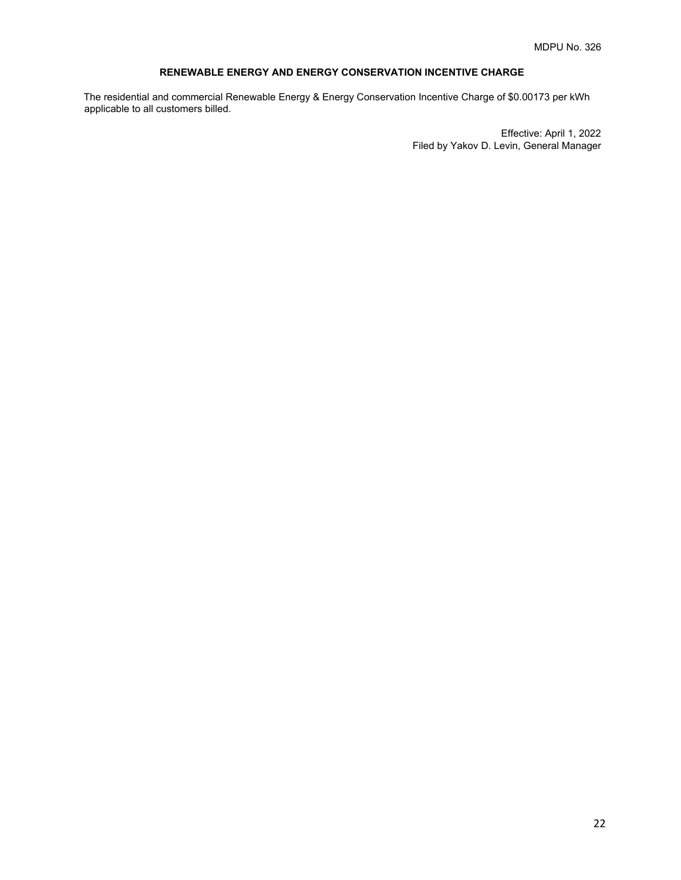MDPU No. 326

## RENEWABLE ENERGY AND ENERGY CONSERVATION INCENTIVE CHARGE

The residential and commercial Renewable Energy & Energy Conservation Incentive Charge of $0.00173 per kWh applicable to all customers billed.

Effective: April 1, 2022
Filed by Yakov D. Levin, General Manager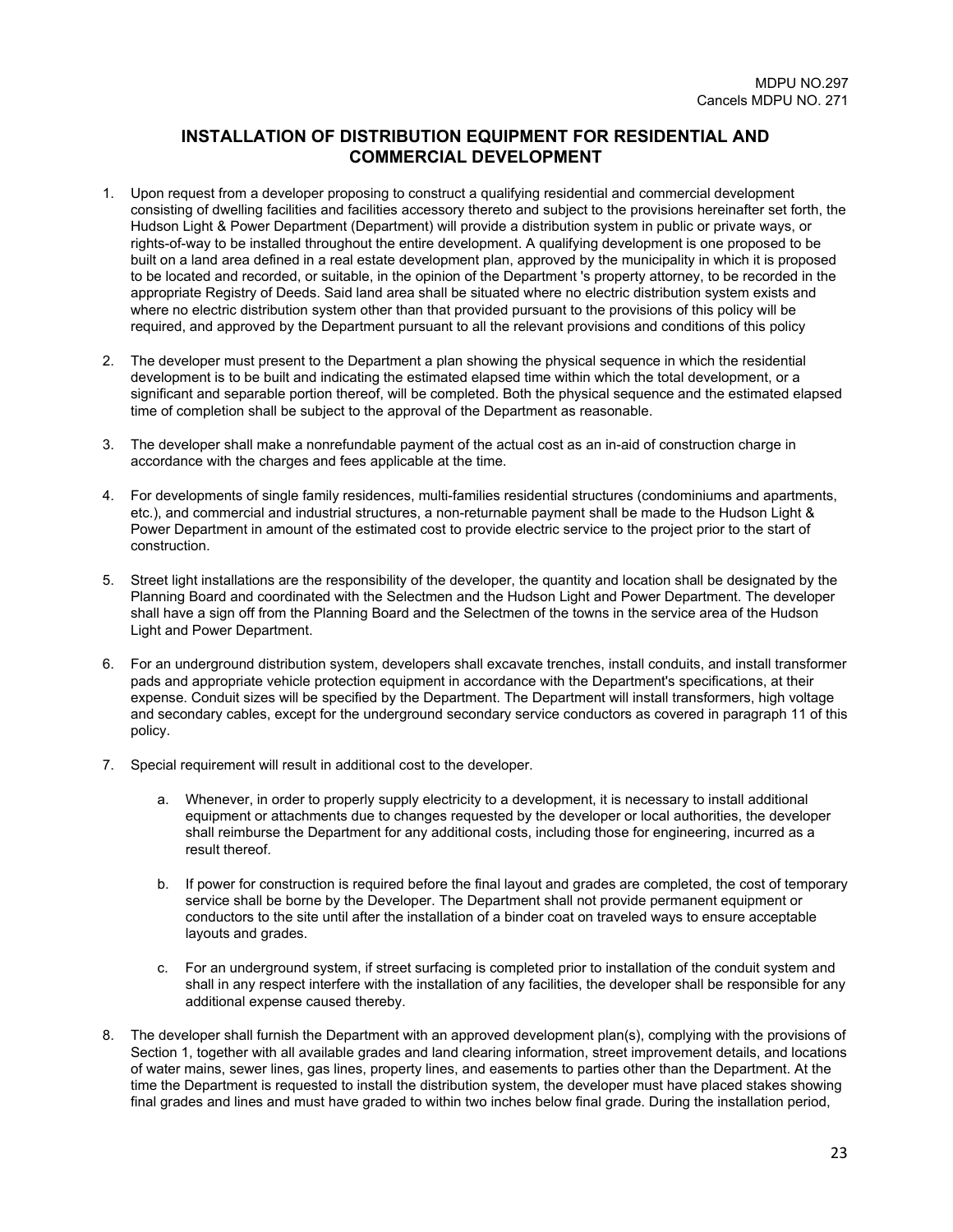MDPU NO.297
Cancels MDPU NO. 271

## INSTALLATION OF DISTRIBUTION EQUIPMENT FOR RESIDENTIAL AND COMMERCIAL DEVELOPMENT

1. Upon request from a developer proposing to construct a qualifying residential and commercial development consisting of dwelling facilities and facilities accessory thereto and subject to the provisions hereinafter set forth, the Hudson Light & Power Department (Department) will provide a distribution system in public or private ways, or rights-of-way to be installed throughout the entire development. A qualifying development is one proposed to be built on a land area defined in a real estate development plan, approved by the municipality in which it is proposed to be located and recorded, or suitable, in the opinion of the Department 's property attorney, to be recorded in the appropriate Registry of Deeds. Said land area shall be situated where no electric distribution system exists and where no electric distribution system other than that provided pursuant to the provisions of this policy will be required, and approved by the Department pursuant to all the relevant provisions and conditions of this policy

2. The developer must present to the Department a plan showing the physical sequence in which the residential development is to be built and indicating the estimated elapsed time within which the total development, or a significant and separable portion thereof, will be completed. Both the physical sequence and the estimated elapsed time of completion shall be subject to the approval of the Department as reasonable.

3. The developer shall make a nonrefundable payment of the actual cost as an in-aid of construction charge in accordance with the charges and fees applicable at the time.

4. For developments of single family residences, multi-families residential structures (condominiums and apartments, etc.), and commercial and industrial structures, a non-returnable payment shall be made to the Hudson Light & Power Department in amount of the estimated cost to provide electric service to the project prior to the start of construction.

5. Street light installations are the responsibility of the developer, the quantity and location shall be designated by the Planning Board and coordinated with the Selectmen and the Hudson Light and Power Department. The developer shall have a sign off from the Planning Board and the Selectmen of the towns in the service area of the Hudson Light and Power Department.

6. For an underground distribution system, developers shall excavate trenches, install conduits, and install transformer pads and appropriate vehicle protection equipment in accordance with the Department's specifications, at their expense. Conduit sizes will be specified by the Department. The Department will install transformers, high voltage and secondary cables, except for the underground secondary service conductors as covered in paragraph 11 of this policy.

7. Special requirement will result in additional cost to the developer.

   a. Whenever, in order to properly supply electricity to a development, it is necessary to install additional equipment or attachments due to changes requested by the developer or local authorities, the developer shall reimburse the Department for any additional costs, including those for engineering, incurred as a result thereof.

   b. If power for construction is required before the final layout and grades are completed, the cost of temporary service shall be borne by the Developer. The Department shall not provide permanent equipment or conductors to the site until after the installation of a binder coat on traveled ways to ensure acceptable layouts and grades.

   c. For an underground system, if street surfacing is completed prior to installation of the conduit system and shall in any respect interfere with the installation of any facilities, the developer shall be responsible for any additional expense caused thereby.

8. The developer shall furnish the Department with an approved development plan(s), complying with the provisions of Section 1, together with all available grades and land clearing information, street improvement details, and locations of water mains, sewer lines, gas lines, property lines, and easements to parties other than the Department. At the time the Department is requested to install the distribution system, the developer must have placed stakes showing final grades and lines and must have graded to within two inches below final grade. During the installation period,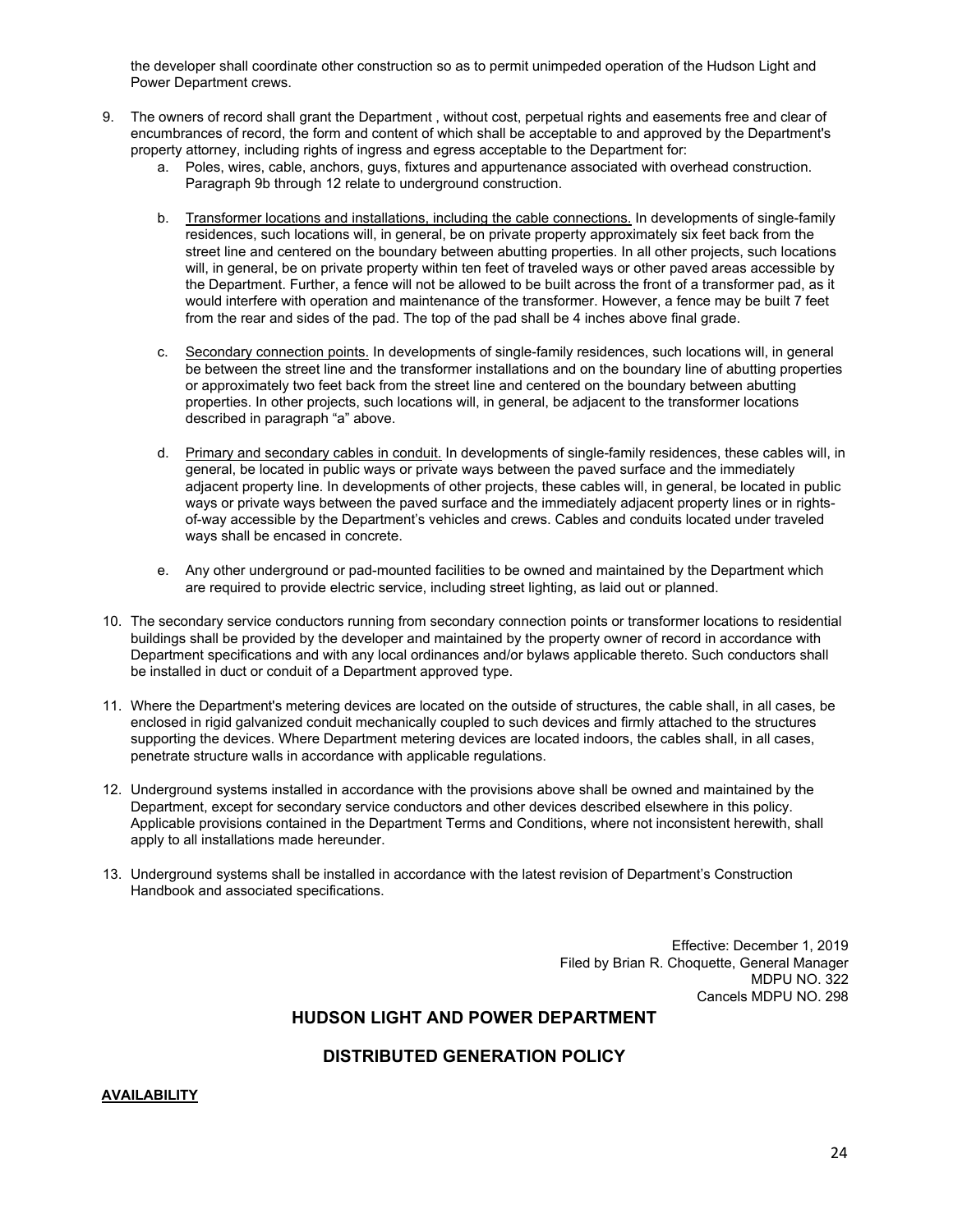the developer shall coordinate other construction so as to permit unimpeded operation of the Hudson Light and Power Department crews.

9. The owners of record shall grant the Department , without cost, perpetual rights and easements free and clear of encumbrances of record, the form and content of which shall be acceptable to and approved by the Department's property attorney, including rights of ingress and egress acceptable to the Department for:
   a. Poles, wires, cable, anchors, guys, fixtures and appurtenance associated with overhead construction. Paragraph 9b through 12 relate to underground construction.

   b. <u>Transformer locations and installations, including the cable connections.</u> In developments of single-family residences, such locations will, in general, be on private property approximately six feet back from the street line and centered on the boundary between abutting properties. In all other projects, such locations will, in general, be on private property within ten feet of traveled ways or other paved areas accessible by the Department. Further, a fence will not be allowed to be built across the front of a transformer pad, as it would interfere with operation and maintenance of the transformer. However, a fence may be built 7 feet from the rear and sides of the pad. The top of the pad shall be 4 inches above final grade.

   c. <u>Secondary connection points.</u> In developments of single-family residences, such locations will, in general be between the street line and the transformer installations and on the boundary line of abutting properties or approximately two feet back from the street line and centered on the boundary between abutting properties. In other projects, such locations will, in general, be adjacent to the transformer locations described in paragraph "a" above.

   d. <u>Primary and secondary cables in conduit.</u> In developments of single-family residences, these cables will, in general, be located in public ways or private ways between the paved surface and the immediately adjacent property line. In developments of other projects, these cables will, in general, be located in public ways or private ways between the paved surface and the immediately adjacent property lines or in rights-of-way accessible by the Department's vehicles and crews. Cables and conduits located under traveled ways shall be encased in concrete.

   e. Any other underground or pad-mounted facilities to be owned and maintained by the Department which are required to provide electric service, including street lighting, as laid out or planned.

10. The secondary service conductors running from secondary connection points or transformer locations to residential buildings shall be provided by the developer and maintained by the property owner of record in accordance with Department specifications and with any local ordinances and/or bylaws applicable thereto. Such conductors shall be installed in duct or conduit of a Department approved type.

11. Where the Department's metering devices are located on the outside of structures, the cable shall, in all cases, be enclosed in rigid galvanized conduit mechanically coupled to such devices and firmly attached to the structures supporting the devices. Where Department metering devices are located indoors, the cables shall, in all cases, penetrate structure walls in accordance with applicable regulations.

12. Underground systems installed in accordance with the provisions above shall be owned and maintained by the Department, except for secondary service conductors and other devices described elsewhere in this policy. Applicable provisions contained in the Department Terms and Conditions, where not inconsistent herewith, shall apply to all installations made hereunder.

13. Underground systems shall be installed in accordance with the latest revision of Department's Construction Handbook and associated specifications.

Effective: December 1, 2019
Filed by Brian R. Choquette, General Manager
MDPU NO. 322
Cancels MDPU NO. 298

## HUDSON LIGHT AND POWER DEPARTMENT

## DISTRIBUTED GENERATION POLICY

**<u>AVAILABILITY</u>**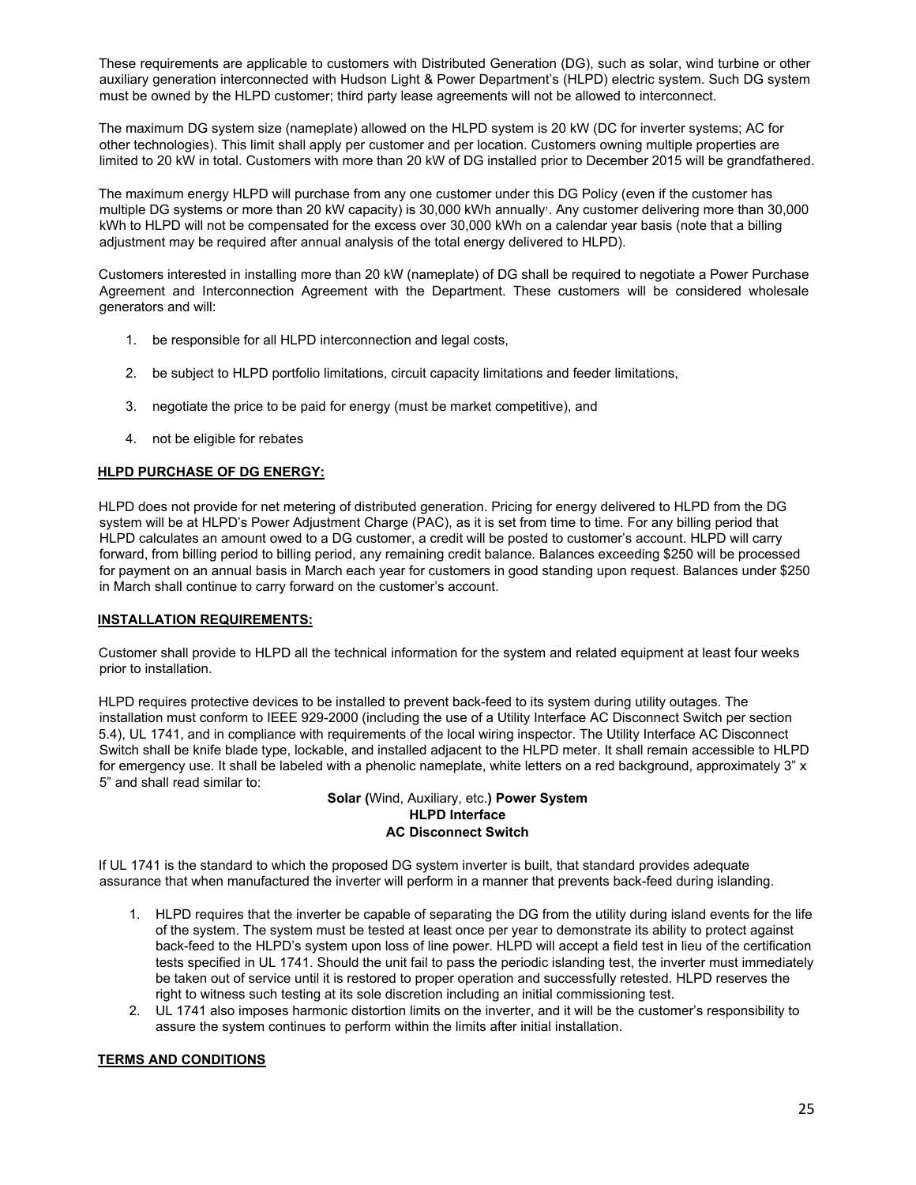These requirements are applicable to customers with Distributed Generation (DG), such as solar, wind turbine or other auxiliary generation interconnected with Hudson Light & Power Department's (HLPD) electric system. Such DG system must be owned by the HLPD customer; third party lease agreements will not be allowed to interconnect.

The maximum DG system size (nameplate) allowed on the HLPD system is 20 kW (DC for inverter systems; AC for other technologies). This limit shall apply per customer and per location. Customers owning multiple properties are limited to 20 kW in total. Customers with more than 20 kW of DG installed prior to December 2015 will be grandfathered.

The maximum energy HLPD will purchase from any one customer under this DG Policy (even if the customer has multiple DG systems or more than 20 kW capacity) is 30,000 kWh annually[1]. Any customer delivering more than 30,000 kWh to HLPD will not be compensated for the excess over 30,000 kWh on a calendar year basis (note that a billing adjustment may be required after annual analysis of the total energy delivered to HLPD).

Customers interested in installing more than 20 kW (nameplate) of DG shall be required to negotiate a Power Purchase Agreement and Interconnection Agreement with the Department. These customers will be considered wholesale generators and will:

1. be responsible for all HLPD interconnection and legal costs,
2. be subject to HLPD portfolio limitations, circuit capacity limitations and feeder limitations,
3. negotiate the price to be paid for energy (must be market competitive), and
4. not be eligible for rebates

## HLPD PURCHASE OF DG ENERGY:

HLPD does not provide for net metering of distributed generation. Pricing for energy delivered to HLPD from the DG system will be at HLPD's Power Adjustment Charge (PAC), as it is set from time to time. For any billing period that HLPD calculates an amount owed to a DG customer, a credit will be posted to customer's account. HLPD will carry forward, from billing period to billing period, any remaining credit balance. Balances exceeding $250 will be processed for payment on an annual basis in March each year for customers in good standing upon request. Balances under $250 in March shall continue to carry forward on the customer's account.

## INSTALLATION REQUIREMENTS:

Customer shall provide to HLPD all the technical information for the system and related equipment at least four weeks prior to installation.

HLPD requires protective devices to be installed to prevent back-feed to its system during utility outages. The installation must conform to IEEE 929-2000 (including the use of a Utility Interface AC Disconnect Switch per section 5.4), UL 1741, and in compliance with requirements of the local wiring inspector. The Utility Interface AC Disconnect Switch shall be knife blade type, lockable, and installed adjacent to the HLPD meter. It shall remain accessible to HLPD for emergency use. It shall be labeled with a phenolic nameplate, white letters on a red background, approximately 3" x 5" and shall read similar to:

**Solar (**Wind, Auxiliary, etc.**) Power System**
**HLPD Interface**
**AC Disconnect Switch**

If UL 1741 is the standard to which the proposed DG system inverter is built, that standard provides adequate assurance that when manufactured the inverter will perform in a manner that prevents back-feed during islanding.

1. HLPD requires that the inverter be capable of separating the DG from the utility during island events for the life of the system. The system must be tested at least once per year to demonstrate its ability to protect against back-feed to the HLPD's system upon loss of line power. HLPD will accept a field test in lieu of the certification tests specified in UL 1741. Should the unit fail to pass the periodic islanding test, the inverter must immediately be taken out of service until it is restored to proper operation and successfully retested. HLPD reserves the right to witness such testing at its sole discretion including an initial commissioning test.
2. UL 1741 also imposes harmonic distortion limits on the inverter, and it will be the customer's responsibility to assure the system continues to perform within the limits after initial installation.

## TERMS AND CONDITIONS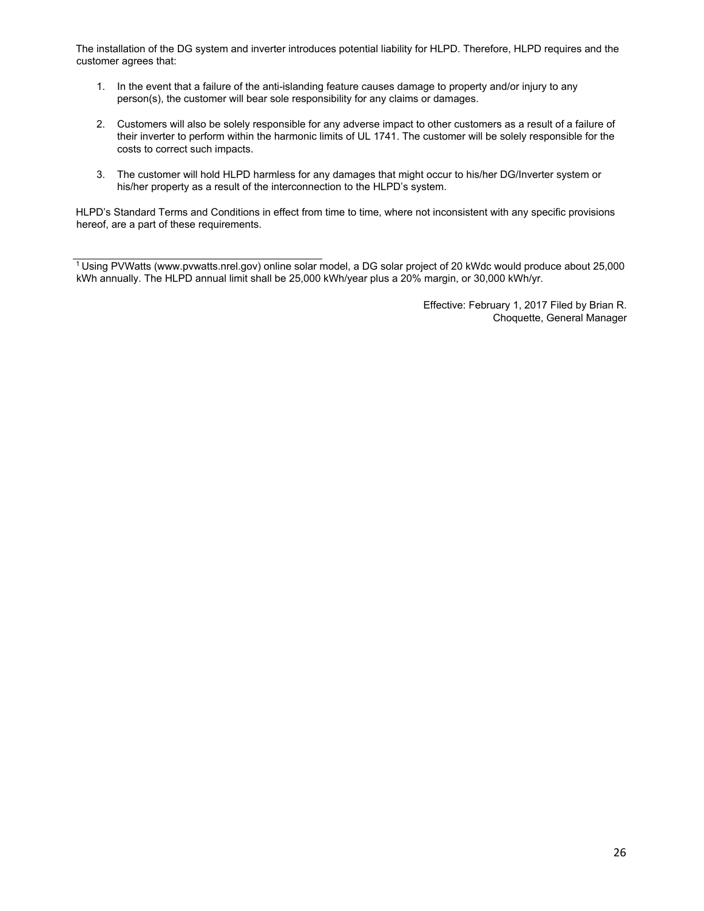The installation of the DG system and inverter introduces potential liability for HLPD. Therefore, HLPD requires and the customer agrees that:

1. In the event that a failure of the anti-islanding feature causes damage to property and/or injury to any person(s), the customer will bear sole responsibility for any claims or damages.

2. Customers will also be solely responsible for any adverse impact to other customers as a result of a failure of their inverter to perform within the harmonic limits of UL 1741. The customer will be solely responsible for the costs to correct such impacts.

3. The customer will hold HLPD harmless for any damages that might occur to his/her DG/Inverter system or his/her property as a result of the interconnection to the HLPD's system.

HLPD's Standard Terms and Conditions in effect from time to time, where not inconsistent with any specific provisions hereof, are a part of these requirements.

---

[1] Using PVWatts (www.pvwatts.nrel.gov) online solar model, a DG solar project of 20 kWdc would produce about 25,000 kWh annually. The HLPD annual limit shall be 25,000 kWh/year plus a 20% margin, or 30,000 kWh/yr.

Effective: February 1, 2017 Filed by Brian R. Choquette, General Manager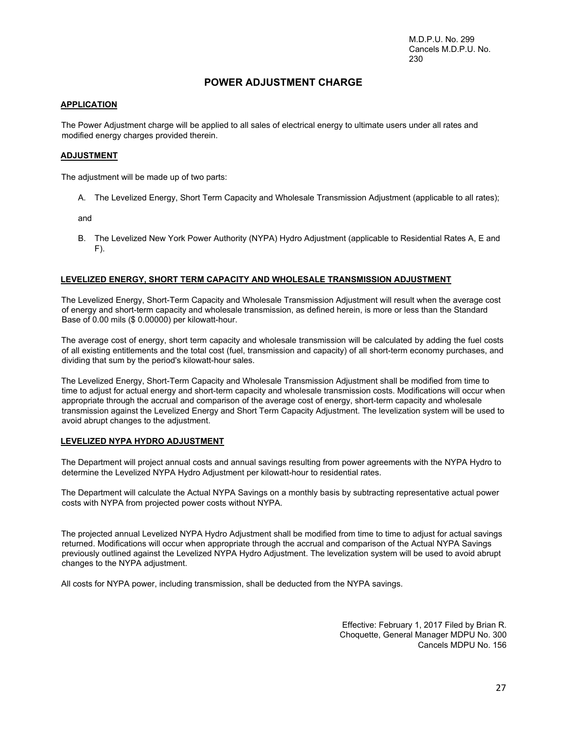M.D.P.U. No. 299
Cancels M.D.P.U. No. 230

# POWER ADJUSTMENT CHARGE

## APPLICATION

The Power Adjustment charge will be applied to all sales of electrical energy to ultimate users under all rates and modified energy charges provided therein.

## ADJUSTMENT

The adjustment will be made up of two parts:

A. The Levelized Energy, Short Term Capacity and Wholesale Transmission Adjustment (applicable to all rates);

and

B. The Levelized New York Power Authority (NYPA) Hydro Adjustment (applicable to Residential Rates A, E and F).

## LEVELIZED ENERGY, SHORT TERM CAPACITY AND WHOLESALE TRANSMISSION ADJUSTMENT

The Levelized Energy, Short-Term Capacity and Wholesale Transmission Adjustment will result when the average cost of energy and short-term capacity and wholesale transmission, as defined herein, is more or less than the Standard Base of 0.00 mils ($ 0.00000) per kilowatt-hour.

The average cost of energy, short term capacity and wholesale transmission will be calculated by adding the fuel costs of all existing entitlements and the total cost (fuel, transmission and capacity) of all short-term economy purchases, and dividing that sum by the period's kilowatt-hour sales.

The Levelized Energy, Short-Term Capacity and Wholesale Transmission Adjustment shall be modified from time to time to adjust for actual energy and short-term capacity and wholesale transmission costs. Modifications will occur when appropriate through the accrual and comparison of the average cost of energy, short-term capacity and wholesale transmission against the Levelized Energy and Short Term Capacity Adjustment. The levelization system will be used to avoid abrupt changes to the adjustment.

## LEVELIZED NYPA HYDRO ADJUSTMENT

The Department will project annual costs and annual savings resulting from power agreements with the NYPA Hydro to determine the Levelized NYPA Hydro Adjustment per kilowatt-hour to residential rates.

The Department will calculate the Actual NYPA Savings on a monthly basis by subtracting representative actual power costs with NYPA from projected power costs without NYPA.

The projected annual Levelized NYPA Hydro Adjustment shall be modified from time to time to adjust for actual savings returned. Modifications will occur when appropriate through the accrual and comparison of the Actual NYPA Savings previously outlined against the Levelized NYPA Hydro Adjustment. The levelization system will be used to avoid abrupt changes to the NYPA adjustment.

All costs for NYPA power, including transmission, shall be deducted from the NYPA savings.

Effective: February 1, 2017 Filed by Brian R. Choquette, General Manager MDPU No. 300
Cancels MDPU No. 156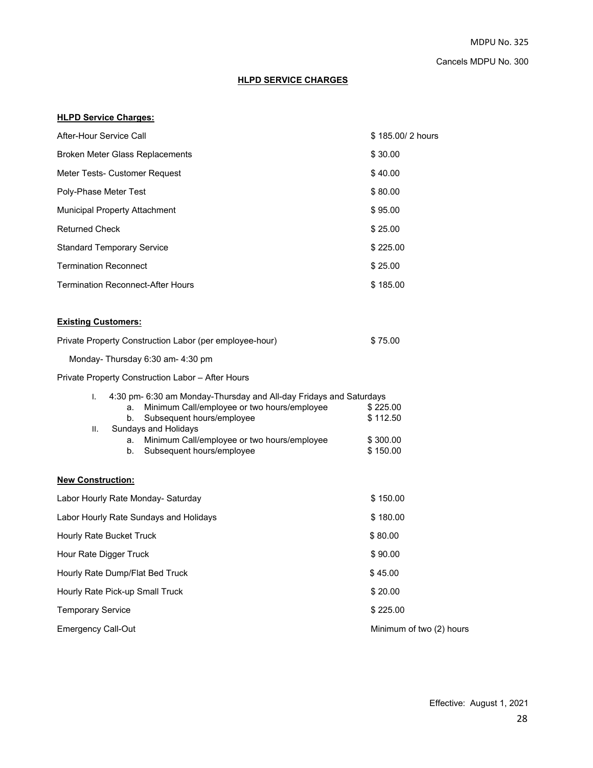MDPU No. 325

Cancels MDPU No. 300

# HLPD SERVICE CHARGES

**HLPD Service Charges:**

| | |
|---|---|
| After-Hour Service Call | $ 185.00/ 2 hours |
| Broken Meter Glass Replacements | $ 30.00 |
| Meter Tests- Customer Request | $ 40.00 |
| Poly-Phase Meter Test | $ 80.00 |
| Municipal Property Attachment | $ 95.00 |
| Returned Check | $ 25.00 |
| Standard Temporary Service | $ 225.00 |
| Termination Reconnect | $ 25.00 |
| Termination Reconnect-After Hours | $ 185.00 |

**Existing Customers:**

| | |
|---|---|
| Private Property Construction Labor (per employee-hour) | $ 75.00 |
| Monday- Thursday 6:30 am- 4:30 pm | |

Private Property Construction Labor – After Hours

I. 4:30 pm- 6:30 am Monday-Thursday and All-day Fridays and Saturdays
   a. Minimum Call/employee or two hours/employee — $ 225.00
   b. Subsequent hours/employee — $ 112.50

II. Sundays and Holidays
   a. Minimum Call/employee or two hours/employee — $ 300.00
   b. Subsequent hours/employee — $ 150.00

**New Construction:**

| | |
|---|---|
| Labor Hourly Rate Monday- Saturday | $ 150.00 |
| Labor Hourly Rate Sundays and Holidays | $ 180.00 |
| Hourly Rate Bucket Truck | $ 80.00 |
| Hour Rate Digger Truck | $ 90.00 |
| Hourly Rate Dump/Flat Bed Truck | $ 45.00 |
| Hourly Rate Pick-up Small Truck | $ 20.00 |
| Temporary Service | $ 225.00 |
| Emergency Call-Out | Minimum of two (2) hours |

Effective: August 1, 2021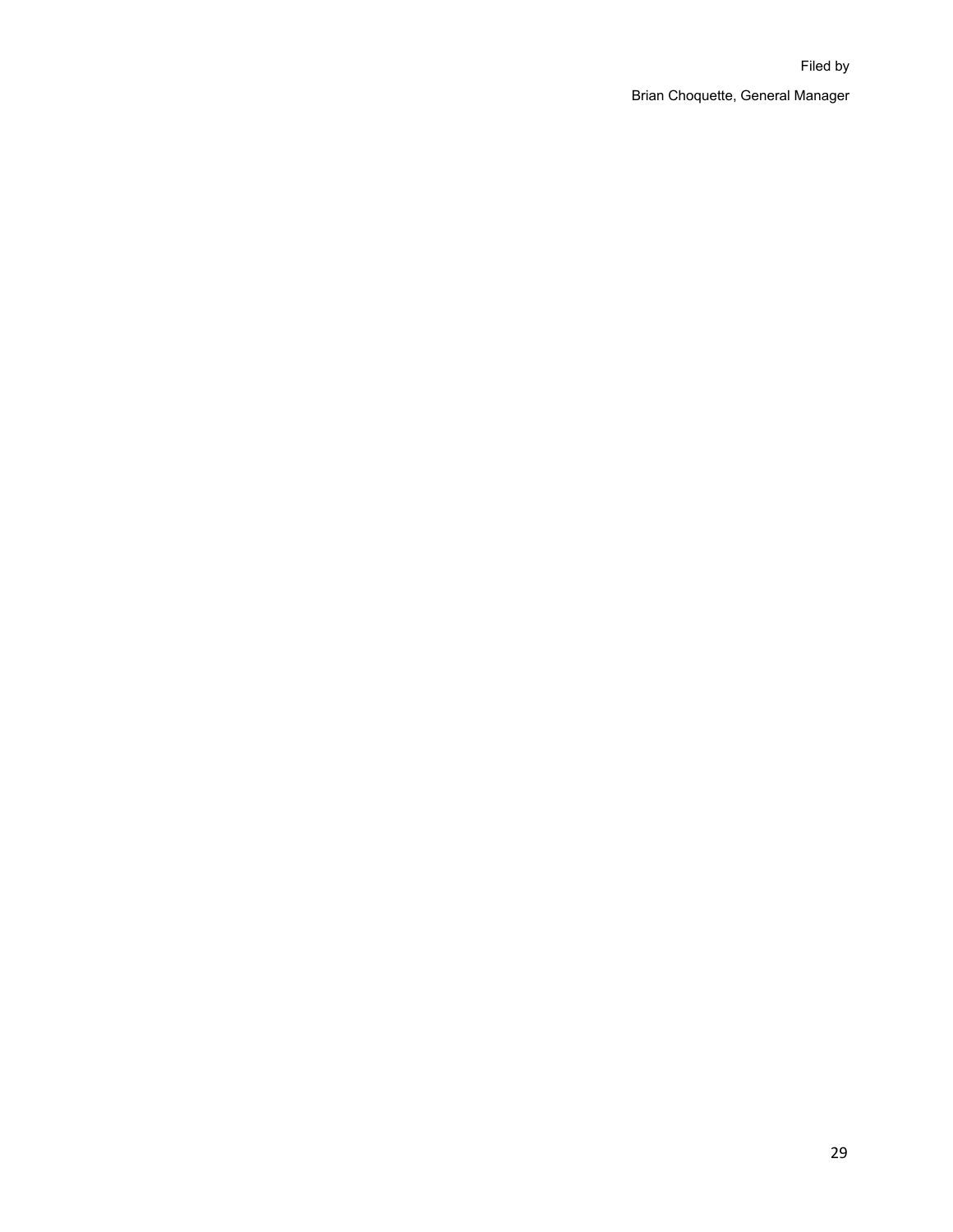Filed by

Brian Choquette, General Manager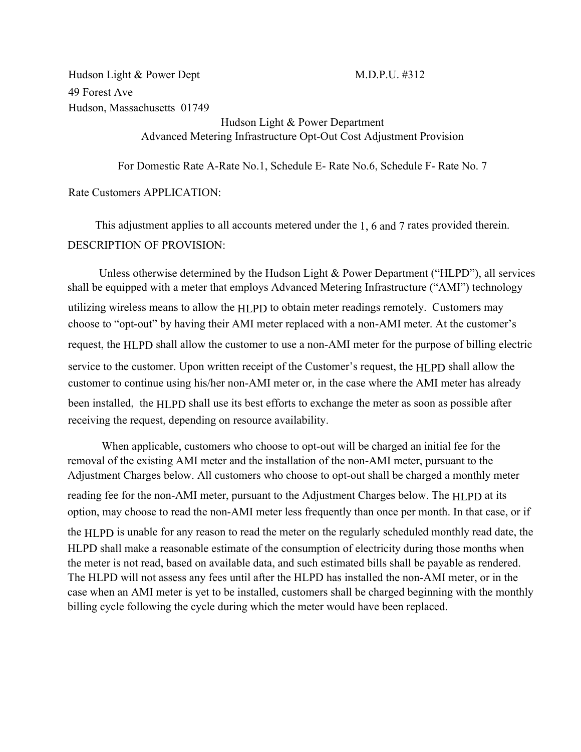Hudson Light & Power Dept M.D.P.U. #312
49 Forest Ave
Hudson, Massachusetts 01749

Hudson Light & Power Department
Advanced Metering Infrastructure Opt-Out Cost Adjustment Provision

For Domestic Rate A-Rate No.1, Schedule E- Rate No.6, Schedule F- Rate No. 7

Rate Customers APPLICATION:

This adjustment applies to all accounts metered under the 1, 6 and 7 rates provided therein.

DESCRIPTION OF PROVISION:

Unless otherwise determined by the Hudson Light & Power Department ("HLPD"), all services shall be equipped with a meter that employs Advanced Metering Infrastructure ("AMI") technology utilizing wireless means to allow the HLPD to obtain meter readings remotely. Customers may choose to "opt-out" by having their AMI meter replaced with a non-AMI meter. At the customer's request, the HLPD shall allow the customer to use a non-AMI meter for the purpose of billing electric service to the customer. Upon written receipt of the Customer's request, the HLPD shall allow the customer to continue using his/her non-AMI meter or, in the case where the AMI meter has already been installed, the HLPD shall use its best efforts to exchange the meter as soon as possible after receiving the request, depending on resource availability.

When applicable, customers who choose to opt-out will be charged an initial fee for the removal of the existing AMI meter and the installation of the non-AMI meter, pursuant to the Adjustment Charges below. All customers who choose to opt-out shall be charged a monthly meter reading fee for the non-AMI meter, pursuant to the Adjustment Charges below. The HLPD at its option, may choose to read the non-AMI meter less frequently than once per month. In that case, or if the HLPD is unable for any reason to read the meter on the regularly scheduled monthly read date, the HLPD shall make a reasonable estimate of the consumption of electricity during those months when the meter is not read, based on available data, and such estimated bills shall be payable as rendered. The HLPD will not assess any fees until after the HLPD has installed the non-AMI meter, or in the case when an AMI meter is yet to be installed, customers shall be charged beginning with the monthly billing cycle following the cycle during which the meter would have been replaced.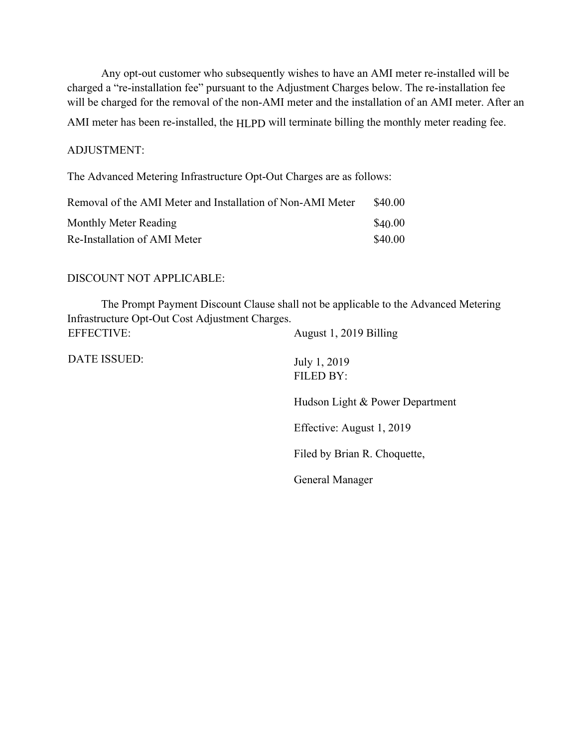Any opt-out customer who subsequently wishes to have an AMI meter re-installed will be charged a "re-installation fee" pursuant to the Adjustment Charges below. The re-installation fee will be charged for the removal of the non-AMI meter and the installation of an AMI meter. After an AMI meter has been re-installed, the HLPD will terminate billing the monthly meter reading fee.

ADJUSTMENT:

The Advanced Metering Infrastructure Opt-Out Charges are as follows:

| | |
|---|---|
| Removal of the AMI Meter and Installation of Non-AMI Meter | $40.00 |
| Monthly Meter Reading | $40.00 |
| Re-Installation of AMI Meter | $40.00 |

DISCOUNT NOT APPLICABLE:

The Prompt Payment Discount Clause shall not be applicable to the Advanced Metering Infrastructure Opt-Out Cost Adjustment Charges.

EFFECTIVE: August 1, 2019 Billing

DATE ISSUED: July 1, 2019

FILED BY:

Hudson Light & Power Department

Effective: August 1, 2019

Filed by Brian R. Choquette,

General Manager